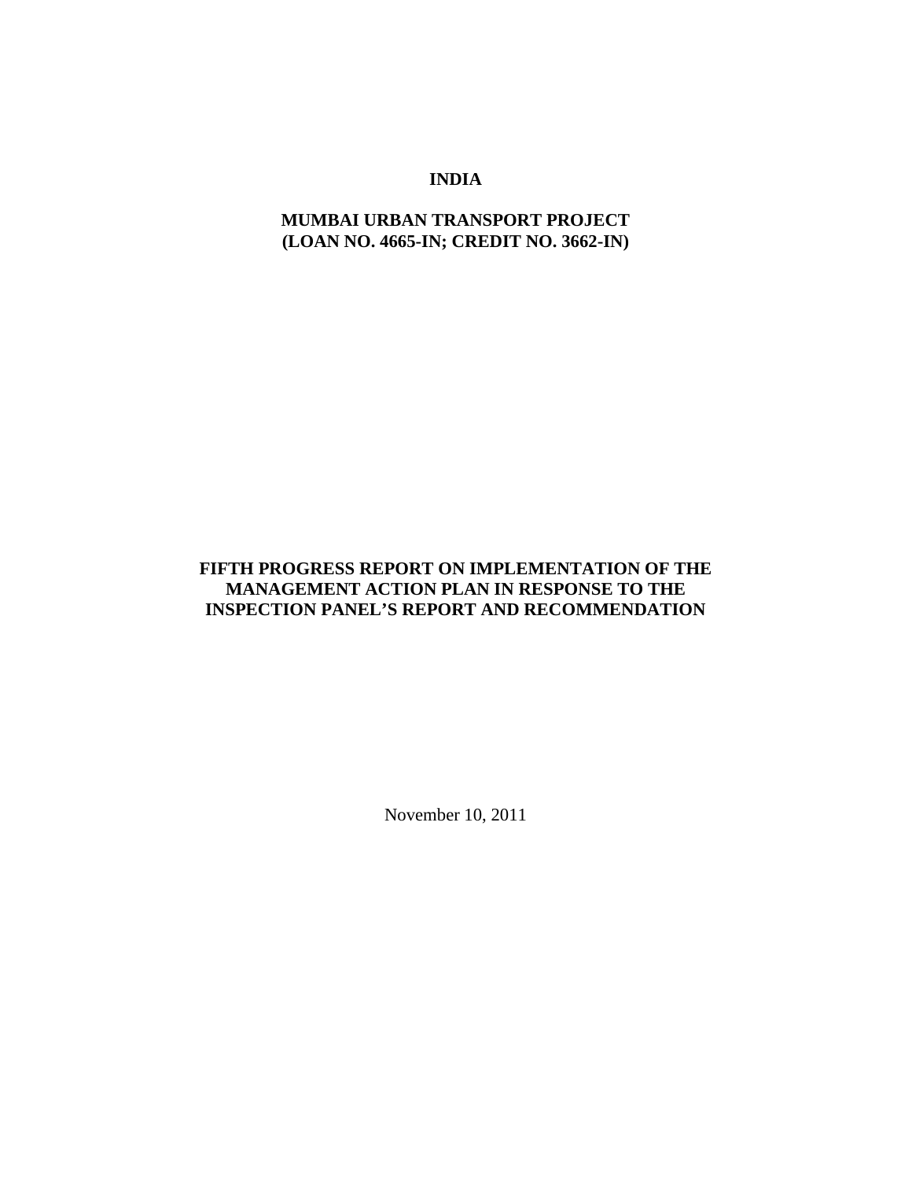# INDIA

## MUMBAI URBAN TRANSPORT PROJECT
## (LOAN NO. 4665-IN; CREDIT NO. 3662-IN)

## FIFTH PROGRESS REPORT ON IMPLEMENTATION OF THE MANAGEMENT ACTION PLAN IN RESPONSE TO THE INSPECTION PANEL'S REPORT AND RECOMMENDATION

November 10, 2011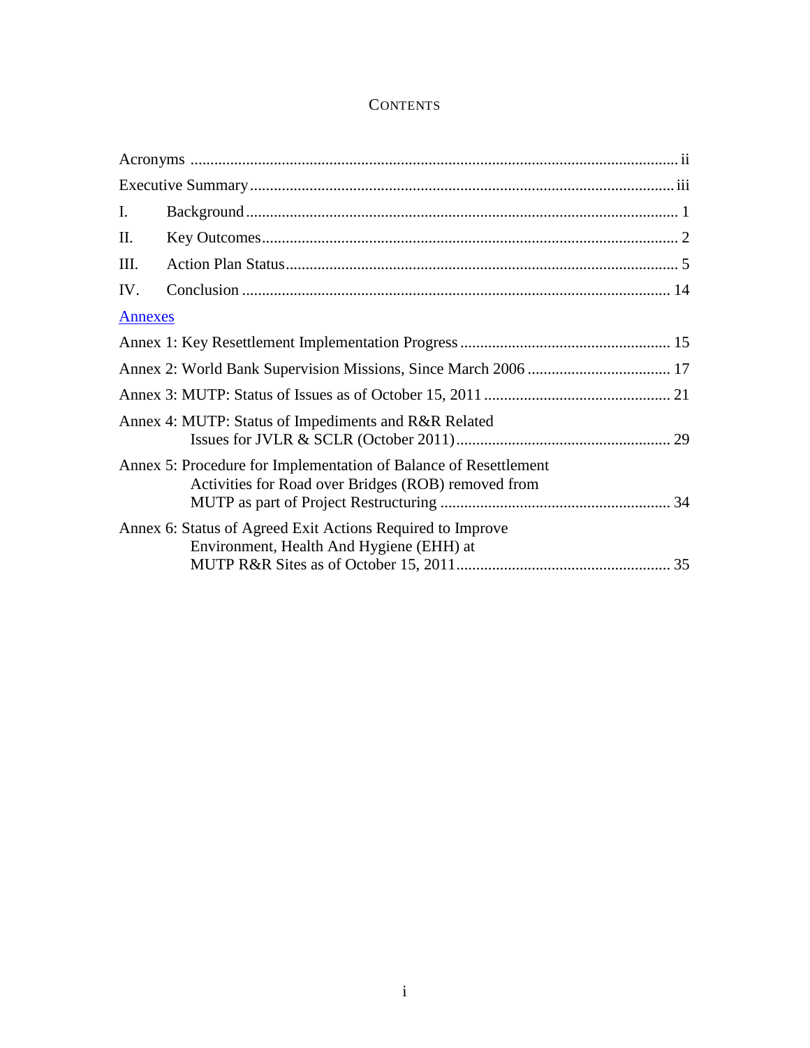# CONTENTS

Acronyms ........................................................................................................................ ii

Executive Summary ......................................................................................................... iii

I. Background ................................................................................................................ 1

II. Key Outcomes ............................................................................................................ 2

III. Action Plan Status ...................................................................................................... 5

IV. Conclusion ............................................................................................................... 14

Annexes

Annex 1: Key Resettlement Implementation Progress ..................................................... 15

Annex 2: World Bank Supervision Missions, Since March 2006 .................................... 17

Annex 3: MUTP: Status of Issues as of October 15, 2011 ............................................... 21

Annex 4: MUTP: Status of Impediments and R&R Related Issues for JVLR & SCLR (October 2011) ...................................................... 29

Annex 5: Procedure for Implementation of Balance of Resettlement Activities for Road over Bridges (ROB) removed from MUTP as part of Project Restructuring .......................................................... 34

Annex 6: Status of Agreed Exit Actions Required to Improve Environment, Health And Hygiene (EHH) at MUTP R&R Sites as of October 15, 2011 ..................................................... 35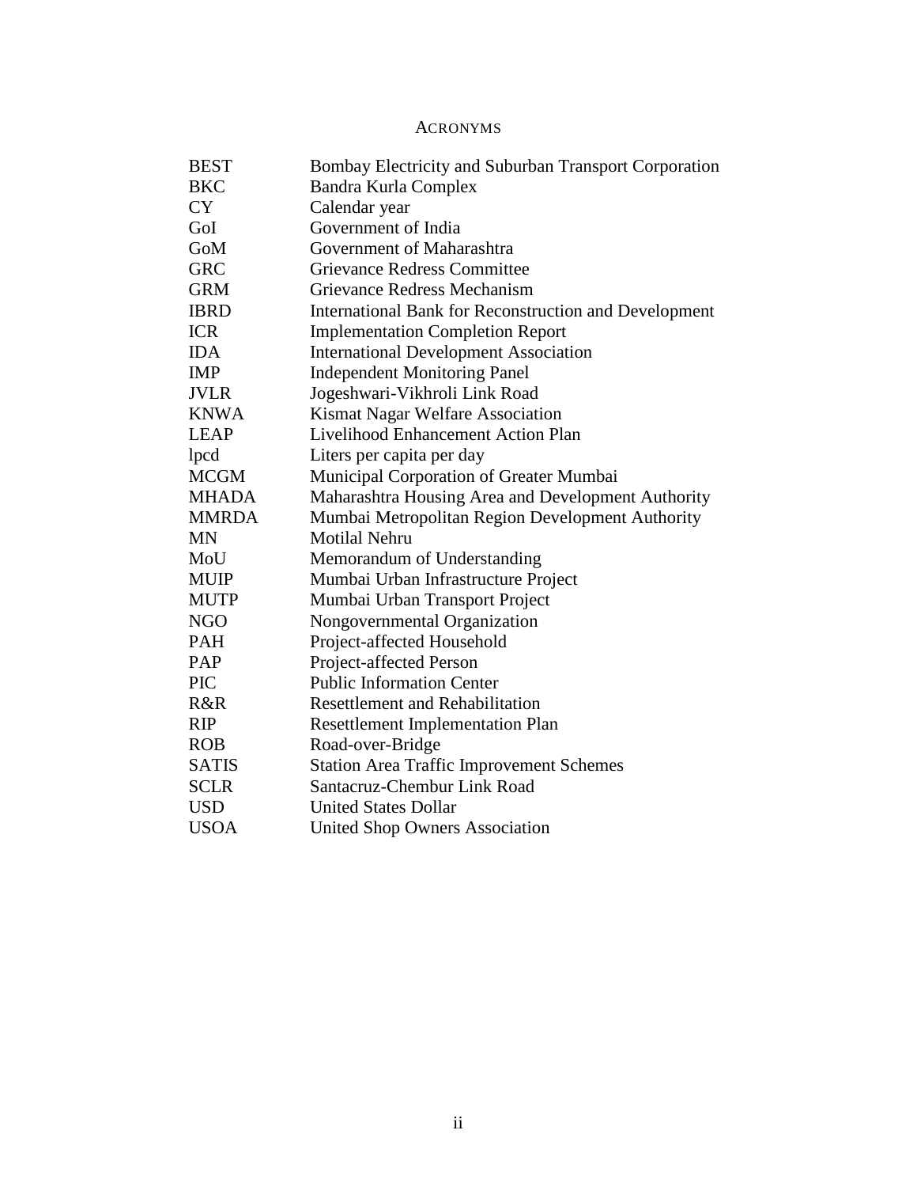# ACRONYMS

| | |
|---|---|
| BEST | Bombay Electricity and Suburban Transport Corporation |
| BKC | Bandra Kurla Complex |
| CY | Calendar year |
| GoI | Government of India |
| GoM | Government of Maharashtra |
| GRC | Grievance Redress Committee |
| GRM | Grievance Redress Mechanism |
| IBRD | International Bank for Reconstruction and Development |
| ICR | Implementation Completion Report |
| IDA | International Development Association |
| IMP | Independent Monitoring Panel |
| JVLR | Jogeshwari-Vikhroli Link Road |
| KNWA | Kismat Nagar Welfare Association |
| LEAP | Livelihood Enhancement Action Plan |
| lpcd | Liters per capita per day |
| MCGM | Municipal Corporation of Greater Mumbai |
| MHADA | Maharashtra Housing Area and Development Authority |
| MMRDA | Mumbai Metropolitan Region Development Authority |
| MN | Motilal Nehru |
| MoU | Memorandum of Understanding |
| MUIP | Mumbai Urban Infrastructure Project |
| MUTP | Mumbai Urban Transport Project |
| NGO | Nongovernmental Organization |
| PAH | Project-affected Household |
| PAP | Project-affected Person |
| PIC | Public Information Center |
| R&R | Resettlement and Rehabilitation |
| RIP | Resettlement Implementation Plan |
| ROB | Road-over-Bridge |
| SATIS | Station Area Traffic Improvement Schemes |
| SCLR | Santacruz-Chembur Link Road |
| USD | United States Dollar |
| USOA | United Shop Owners Association |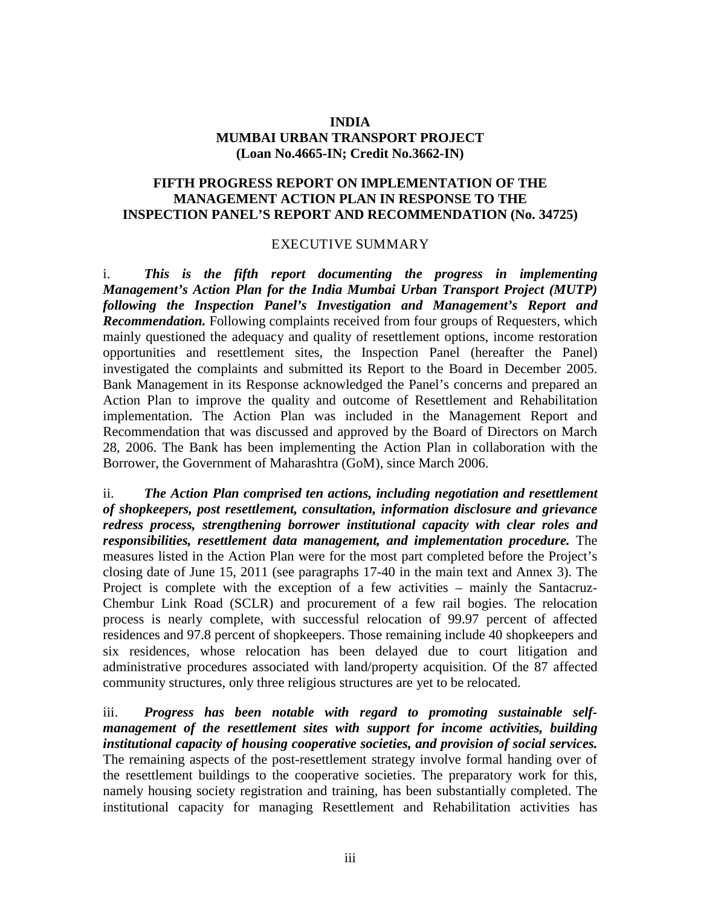**INDIA**
**MUMBAI URBAN TRANSPORT PROJECT**
**(Loan No.4665-IN; Credit No.3662-IN)**

**FIFTH PROGRESS REPORT ON IMPLEMENTATION OF THE MANAGEMENT ACTION PLAN IN RESPONSE TO THE INSPECTION PANEL'S REPORT AND RECOMMENDATION (No. 34725)**

## EXECUTIVE SUMMARY

i. ***This is the fifth report documenting the progress in implementing Management's Action Plan for the India Mumbai Urban Transport Project (MUTP) following the Inspection Panel's Investigation and Management's Report and Recommendation.*** Following complaints received from four groups of Requesters, which mainly questioned the adequacy and quality of resettlement options, income restoration opportunities and resettlement sites, the Inspection Panel (hereafter the Panel) investigated the complaints and submitted its Report to the Board in December 2005. Bank Management in its Response acknowledged the Panel's concerns and prepared an Action Plan to improve the quality and outcome of Resettlement and Rehabilitation implementation. The Action Plan was included in the Management Report and Recommendation that was discussed and approved by the Board of Directors on March 28, 2006. The Bank has been implementing the Action Plan in collaboration with the Borrower, the Government of Maharashtra (GoM), since March 2006.

ii. ***The Action Plan comprised ten actions, including negotiation and resettlement of shopkeepers, post resettlement, consultation, information disclosure and grievance redress process, strengthening borrower institutional capacity with clear roles and responsibilities, resettlement data management, and implementation procedure.*** The measures listed in the Action Plan were for the most part completed before the Project's closing date of June 15, 2011 (see paragraphs 17-40 in the main text and Annex 3). The Project is complete with the exception of a few activities – mainly the Santacruz-Chembur Link Road (SCLR) and procurement of a few rail bogies. The relocation process is nearly complete, with successful relocation of 99.97 percent of affected residences and 97.8 percent of shopkeepers. Those remaining include 40 shopkeepers and six residences, whose relocation has been delayed due to court litigation and administrative procedures associated with land/property acquisition. Of the 87 affected community structures, only three religious structures are yet to be relocated.

iii. ***Progress has been notable with regard to promoting sustainable self-management of the resettlement sites with support for income activities, building institutional capacity of housing cooperative societies, and provision of social services.*** The remaining aspects of the post-resettlement strategy involve formal handing over of the resettlement buildings to the cooperative societies. The preparatory work for this, namely housing society registration and training, has been substantially completed. The institutional capacity for managing Resettlement and Rehabilitation activities has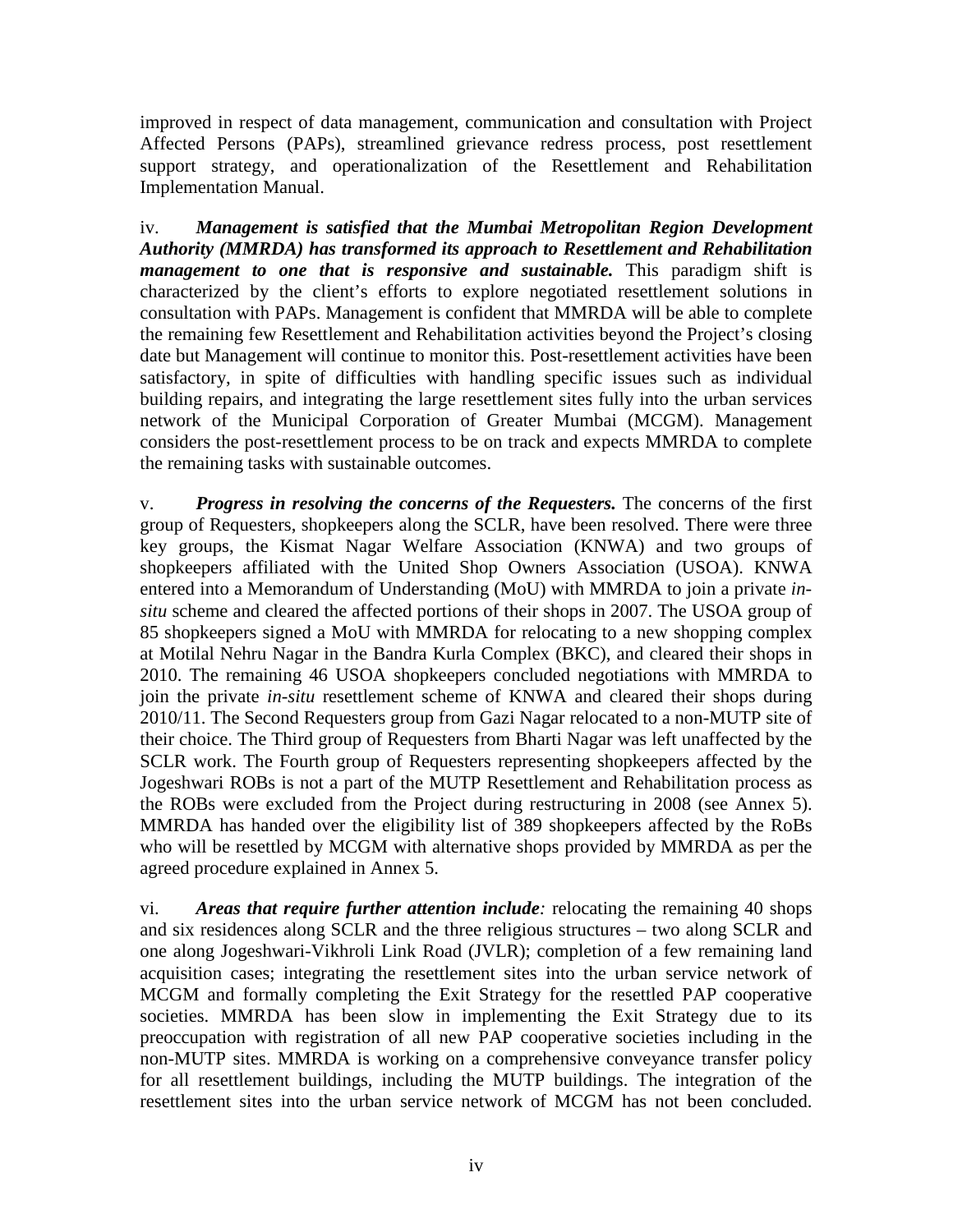improved in respect of data management, communication and consultation with Project Affected Persons (PAPs), streamlined grievance redress process, post resettlement support strategy, and operationalization of the Resettlement and Rehabilitation Implementation Manual.

iv. ***Management is satisfied that the Mumbai Metropolitan Region Development Authority (MMRDA) has transformed its approach to Resettlement and Rehabilitation management to one that is responsive and sustainable.*** This paradigm shift is characterized by the client's efforts to explore negotiated resettlement solutions in consultation with PAPs. Management is confident that MMRDA will be able to complete the remaining few Resettlement and Rehabilitation activities beyond the Project's closing date but Management will continue to monitor this. Post-resettlement activities have been satisfactory, in spite of difficulties with handling specific issues such as individual building repairs, and integrating the large resettlement sites fully into the urban services network of the Municipal Corporation of Greater Mumbai (MCGM). Management considers the post-resettlement process to be on track and expects MMRDA to complete the remaining tasks with sustainable outcomes.

v. ***Progress in resolving the concerns of the Requesters.*** The concerns of the first group of Requesters, shopkeepers along the SCLR, have been resolved. There were three key groups, the Kismat Nagar Welfare Association (KNWA) and two groups of shopkeepers affiliated with the United Shop Owners Association (USOA). KNWA entered into a Memorandum of Understanding (MoU) with MMRDA to join a private *in-situ* scheme and cleared the affected portions of their shops in 2007. The USOA group of 85 shopkeepers signed a MoU with MMRDA for relocating to a new shopping complex at Motilal Nehru Nagar in the Bandra Kurla Complex (BKC), and cleared their shops in 2010. The remaining 46 USOA shopkeepers concluded negotiations with MMRDA to join the private *in-situ* resettlement scheme of KNWA and cleared their shops during 2010/11. The Second Requesters group from Gazi Nagar relocated to a non-MUTP site of their choice. The Third group of Requesters from Bharti Nagar was left unaffected by the SCLR work. The Fourth group of Requesters representing shopkeepers affected by the Jogeshwari ROBs is not a part of the MUTP Resettlement and Rehabilitation process as the ROBs were excluded from the Project during restructuring in 2008 (see Annex 5). MMRDA has handed over the eligibility list of 389 shopkeepers affected by the RoBs who will be resettled by MCGM with alternative shops provided by MMRDA as per the agreed procedure explained in Annex 5.

vi. ***Areas that require further attention include:*** relocating the remaining 40 shops and six residences along SCLR and the three religious structures – two along SCLR and one along Jogeshwari-Vikhroli Link Road (JVLR); completion of a few remaining land acquisition cases; integrating the resettlement sites into the urban service network of MCGM and formally completing the Exit Strategy for the resettled PAP cooperative societies. MMRDA has been slow in implementing the Exit Strategy due to its preoccupation with registration of all new PAP cooperative societies including in the non-MUTP sites. MMRDA is working on a comprehensive conveyance transfer policy for all resettlement buildings, including the MUTP buildings. The integration of the resettlement sites into the urban service network of MCGM has not been concluded.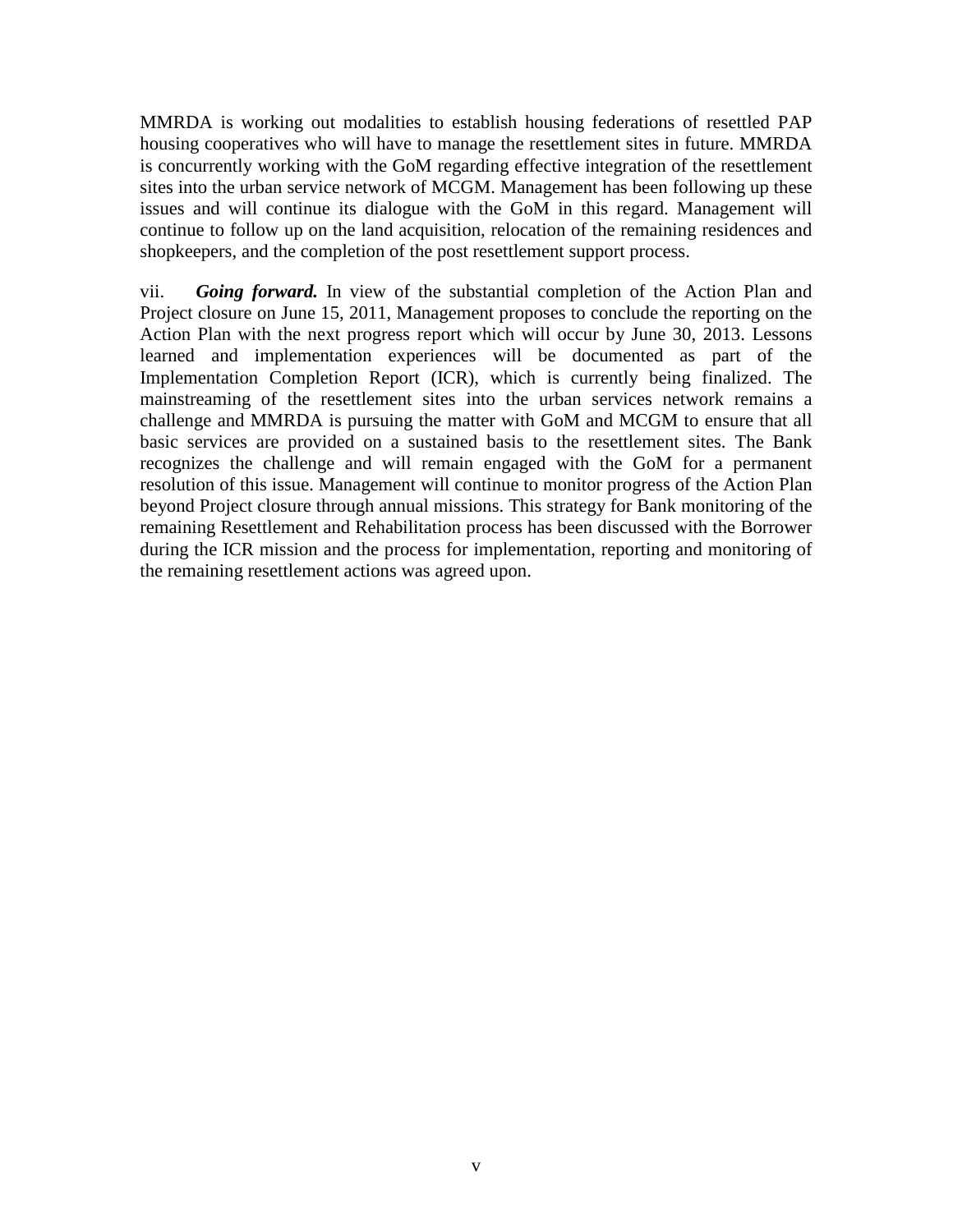MMRDA is working out modalities to establish housing federations of resettled PAP housing cooperatives who will have to manage the resettlement sites in future. MMRDA is concurrently working with the GoM regarding effective integration of the resettlement sites into the urban service network of MCGM. Management has been following up these issues and will continue its dialogue with the GoM in this regard. Management will continue to follow up on the land acquisition, relocation of the remaining residences and shopkeepers, and the completion of the post resettlement support process.

vii. ***Going forward.*** In view of the substantial completion of the Action Plan and Project closure on June 15, 2011, Management proposes to conclude the reporting on the Action Plan with the next progress report which will occur by June 30, 2013. Lessons learned and implementation experiences will be documented as part of the Implementation Completion Report (ICR), which is currently being finalized. The mainstreaming of the resettlement sites into the urban services network remains a challenge and MMRDA is pursuing the matter with GoM and MCGM to ensure that all basic services are provided on a sustained basis to the resettlement sites. The Bank recognizes the challenge and will remain engaged with the GoM for a permanent resolution of this issue. Management will continue to monitor progress of the Action Plan beyond Project closure through annual missions. This strategy for Bank monitoring of the remaining Resettlement and Rehabilitation process has been discussed with the Borrower during the ICR mission and the process for implementation, reporting and monitoring of the remaining resettlement actions was agreed upon.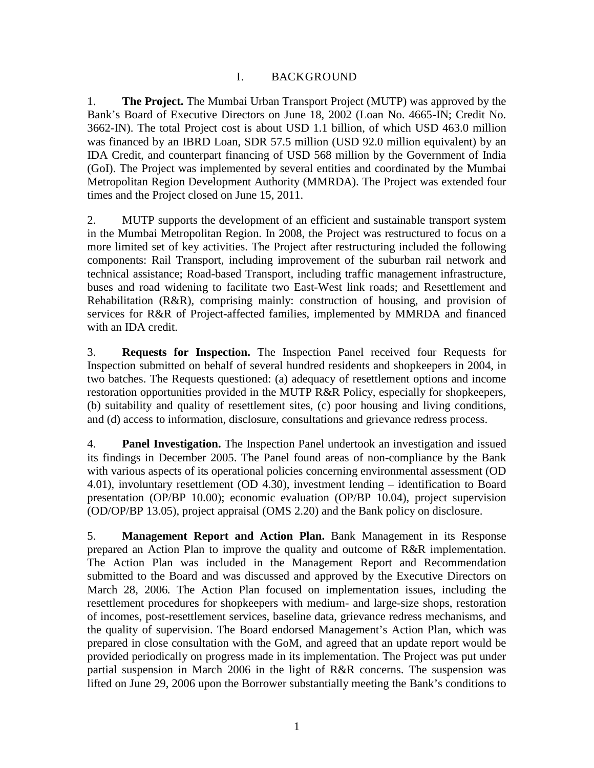# I. BACKGROUND

1. **The Project.** The Mumbai Urban Transport Project (MUTP) was approved by the Bank's Board of Executive Directors on June 18, 2002 (Loan No. 4665-IN; Credit No. 3662-IN). The total Project cost is about USD 1.1 billion, of which USD 463.0 million was financed by an IBRD Loan, SDR 57.5 million (USD 92.0 million equivalent) by an IDA Credit, and counterpart financing of USD 568 million by the Government of India (GoI). The Project was implemented by several entities and coordinated by the Mumbai Metropolitan Region Development Authority (MMRDA). The Project was extended four times and the Project closed on June 15, 2011.

2. MUTP supports the development of an efficient and sustainable transport system in the Mumbai Metropolitan Region. In 2008, the Project was restructured to focus on a more limited set of key activities. The Project after restructuring included the following components: Rail Transport, including improvement of the suburban rail network and technical assistance; Road-based Transport, including traffic management infrastructure, buses and road widening to facilitate two East-West link roads; and Resettlement and Rehabilitation (R&R), comprising mainly: construction of housing, and provision of services for R&R of Project-affected families, implemented by MMRDA and financed with an IDA credit.

3. **Requests for Inspection.** The Inspection Panel received four Requests for Inspection submitted on behalf of several hundred residents and shopkeepers in 2004, in two batches. The Requests questioned: (a) adequacy of resettlement options and income restoration opportunities provided in the MUTP R&R Policy, especially for shopkeepers, (b) suitability and quality of resettlement sites, (c) poor housing and living conditions, and (d) access to information, disclosure, consultations and grievance redress process.

4. **Panel Investigation.** The Inspection Panel undertook an investigation and issued its findings in December 2005. The Panel found areas of non-compliance by the Bank with various aspects of its operational policies concerning environmental assessment (OD 4.01), involuntary resettlement (OD 4.30), investment lending – identification to Board presentation (OP/BP 10.00); economic evaluation (OP/BP 10.04), project supervision (OD/OP/BP 13.05), project appraisal (OMS 2.20) and the Bank policy on disclosure.

5. **Management Report and Action Plan.** Bank Management in its Response prepared an Action Plan to improve the quality and outcome of R&R implementation. The Action Plan was included in the Management Report and Recommendation submitted to the Board and was discussed and approved by the Executive Directors on March 28, 2006. The Action Plan focused on implementation issues, including the resettlement procedures for shopkeepers with medium- and large-size shops, restoration of incomes, post-resettlement services, baseline data, grievance redress mechanisms, and the quality of supervision. The Board endorsed Management's Action Plan, which was prepared in close consultation with the GoM, and agreed that an update report would be provided periodically on progress made in its implementation. The Project was put under partial suspension in March 2006 in the light of R&R concerns. The suspension was lifted on June 29, 2006 upon the Borrower substantially meeting the Bank's conditions to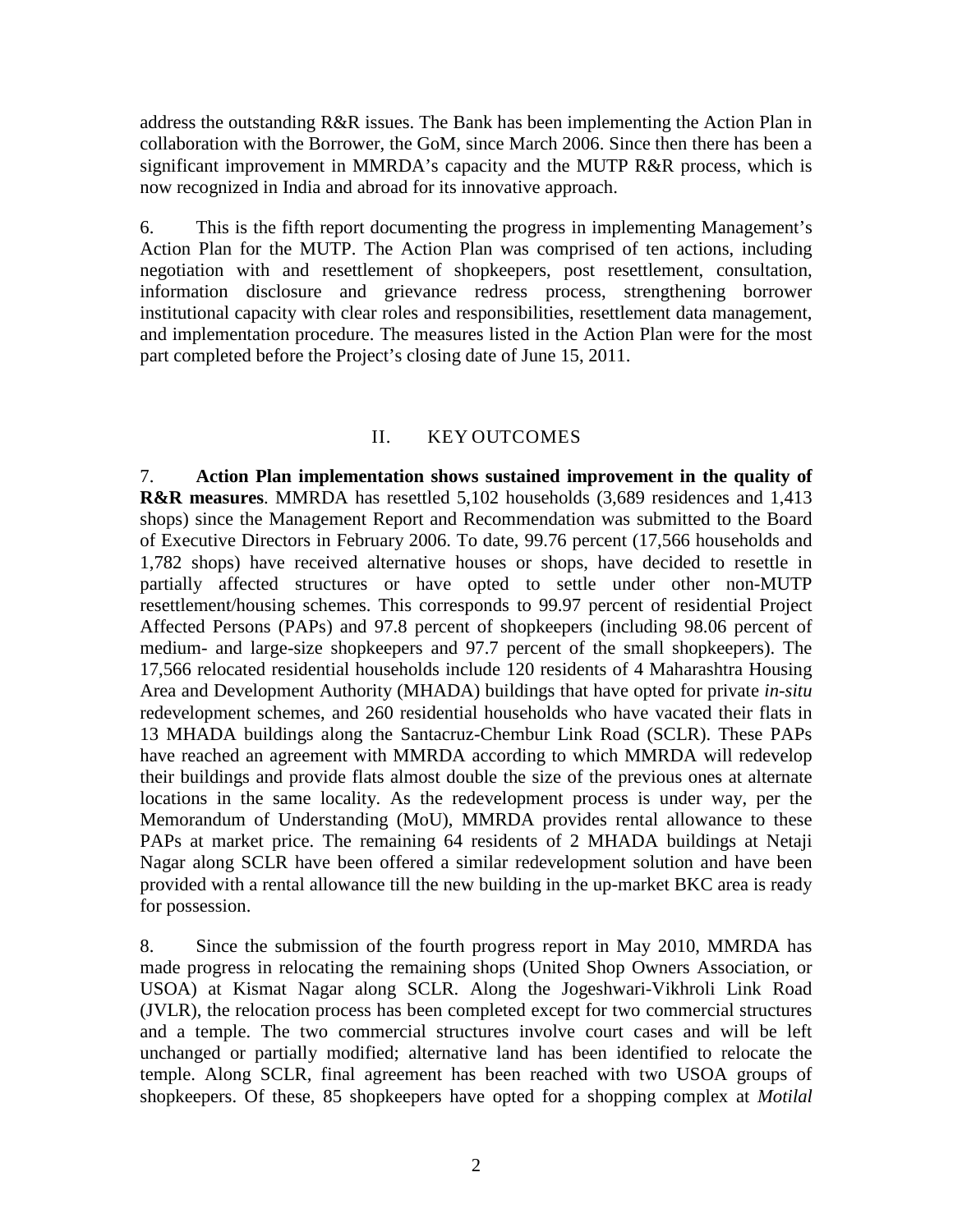address the outstanding R&R issues. The Bank has been implementing the Action Plan in collaboration with the Borrower, the GoM, since March 2006. Since then there has been a significant improvement in MMRDA's capacity and the MUTP R&R process, which is now recognized in India and abroad for its innovative approach.

6. This is the fifth report documenting the progress in implementing Management's Action Plan for the MUTP. The Action Plan was comprised of ten actions, including negotiation with and resettlement of shopkeepers, post resettlement, consultation, information disclosure and grievance redress process, strengthening borrower institutional capacity with clear roles and responsibilities, resettlement data management, and implementation procedure. The measures listed in the Action Plan were for the most part completed before the Project's closing date of June 15, 2011.

## II. KEY OUTCOMES

7. **Action Plan implementation shows sustained improvement in the quality of R&R measures**. MMRDA has resettled 5,102 households (3,689 residences and 1,413 shops) since the Management Report and Recommendation was submitted to the Board of Executive Directors in February 2006. To date, 99.76 percent (17,566 households and 1,782 shops) have received alternative houses or shops, have decided to resettle in partially affected structures or have opted to settle under other non-MUTP resettlement/housing schemes. This corresponds to 99.97 percent of residential Project Affected Persons (PAPs) and 97.8 percent of shopkeepers (including 98.06 percent of medium- and large-size shopkeepers and 97.7 percent of the small shopkeepers). The 17,566 relocated residential households include 120 residents of 4 Maharashtra Housing Area and Development Authority (MHADA) buildings that have opted for private *in-situ* redevelopment schemes, and 260 residential households who have vacated their flats in 13 MHADA buildings along the Santacruz-Chembur Link Road (SCLR). These PAPs have reached an agreement with MMRDA according to which MMRDA will redevelop their buildings and provide flats almost double the size of the previous ones at alternate locations in the same locality. As the redevelopment process is under way, per the Memorandum of Understanding (MoU), MMRDA provides rental allowance to these PAPs at market price. The remaining 64 residents of 2 MHADA buildings at Netaji Nagar along SCLR have been offered a similar redevelopment solution and have been provided with a rental allowance till the new building in the up-market BKC area is ready for possession.

8. Since the submission of the fourth progress report in May 2010, MMRDA has made progress in relocating the remaining shops (United Shop Owners Association, or USOA) at Kismat Nagar along SCLR. Along the Jogeshwari-Vikhroli Link Road (JVLR), the relocation process has been completed except for two commercial structures and a temple. The two commercial structures involve court cases and will be left unchanged or partially modified; alternative land has been identified to relocate the temple. Along SCLR, final agreement has been reached with two USOA groups of shopkeepers. Of these, 85 shopkeepers have opted for a shopping complex at *Motilal*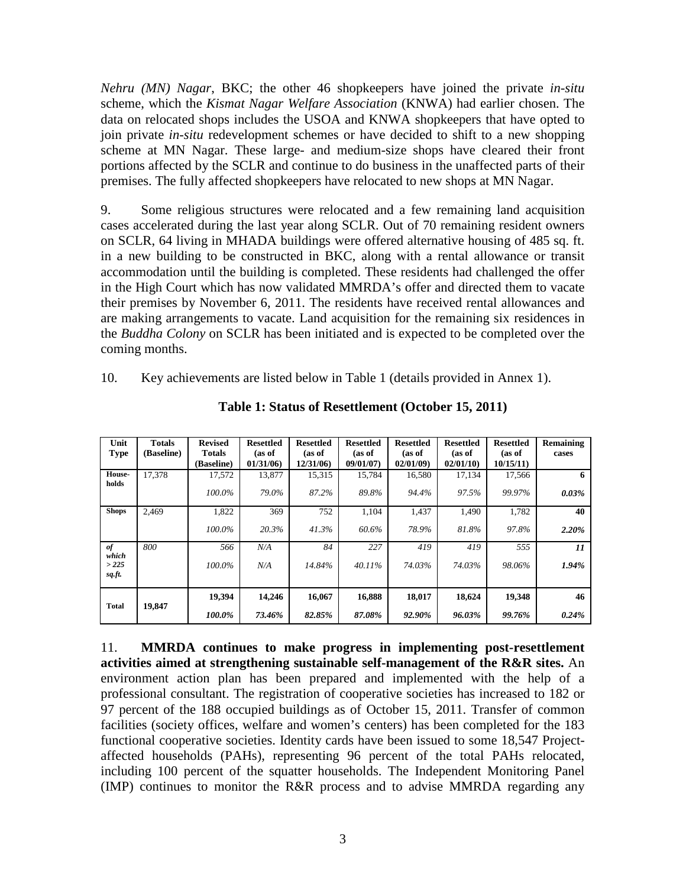*Nehru (MN) Nagar*, BKC; the other 46 shopkeepers have joined the private *in-situ* scheme, which the *Kismat Nagar Welfare Association* (KNWA) had earlier chosen. The data on relocated shops includes the USOA and KNWA shopkeepers that have opted to join private *in-situ* redevelopment schemes or have decided to shift to a new shopping scheme at MN Nagar. These large- and medium-size shops have cleared their front portions affected by the SCLR and continue to do business in the unaffected parts of their premises. The fully affected shopkeepers have relocated to new shops at MN Nagar.

9. Some religious structures were relocated and a few remaining land acquisition cases accelerated during the last year along SCLR. Out of 70 remaining resident owners on SCLR, 64 living in MHADA buildings were offered alternative housing of 485 sq. ft. in a new building to be constructed in BKC, along with a rental allowance or transit accommodation until the building is completed. These residents had challenged the offer in the High Court which has now validated MMRDA's offer and directed them to vacate their premises by November 6, 2011. The residents have received rental allowances and are making arrangements to vacate. Land acquisition for the remaining six residences in the *Buddha Colony* on SCLR has been initiated and is expected to be completed over the coming months.

10. Key achievements are listed below in Table 1 (details provided in Annex 1).

**Table 1: Status of Resettlement (October 15, 2011)**

| Unit Type | Totals (Baseline) | Revised Totals (Baseline) | Resettled (as of 01/31/06) | Resettled (as of 12/31/06) | Resettled (as of 09/01/07) | Resettled (as of 02/01/09) | Resettled (as of 02/01/10) | Resettled (as of 10/15/11) | Remaining cases |
|---|---|---|---|---|---|---|---|---|---|
| **House-holds** | 17,378 | 17,572 | 13,877 | 15,315 | 15,784 | 16,580 | 17,134 | 17,566 | **6** |
| | | *100.0%* | *79.0%* | *87.2%* | *89.8%* | *94.4%* | *97.5%* | *99.97%* | ***0.03%*** |
| **Shops** | 2,469 | 1,822 | 369 | 752 | 1,104 | 1,437 | 1,490 | 1,782 | **40** |
| | | *100.0%* | *20.3%* | *41.3%* | *60.6%* | *78.9%* | *81.8%* | *97.8%* | ***2.20%*** |
| ***of which > 225 sq.ft.*** | *800* | *566* | *N/A* | *84* | *227* | *419* | *419* | *555* | ***11*** |
| | | *100.0%* | *N/A* | *14.84%* | *40.11%* | *74.03%* | *74.03%* | *98.06%* | ***1.94%*** |
| **Total** | **19,847** | **19,394** | **14,246** | **16,067** | **16,888** | **18,017** | **18,624** | **19,348** | **46** |
| | | ***100.0%*** | ***73.46%*** | ***82.85%*** | ***87.08%*** | ***92.90%*** | ***96.03%*** | ***99.76%*** | ***0.24%*** |

11. **MMRDA continues to make progress in implementing post-resettlement activities aimed at strengthening sustainable self-management of the R&R sites.** An environment action plan has been prepared and implemented with the help of a professional consultant. The registration of cooperative societies has increased to 182 or 97 percent of the 188 occupied buildings as of October 15, 2011. Transfer of common facilities (society offices, welfare and women's centers) has been completed for the 183 functional cooperative societies. Identity cards have been issued to some 18,547 Project-affected households (PAHs), representing 96 percent of the total PAHs relocated, including 100 percent of the squatter households. The Independent Monitoring Panel (IMP) continues to monitor the R&R process and to advise MMRDA regarding any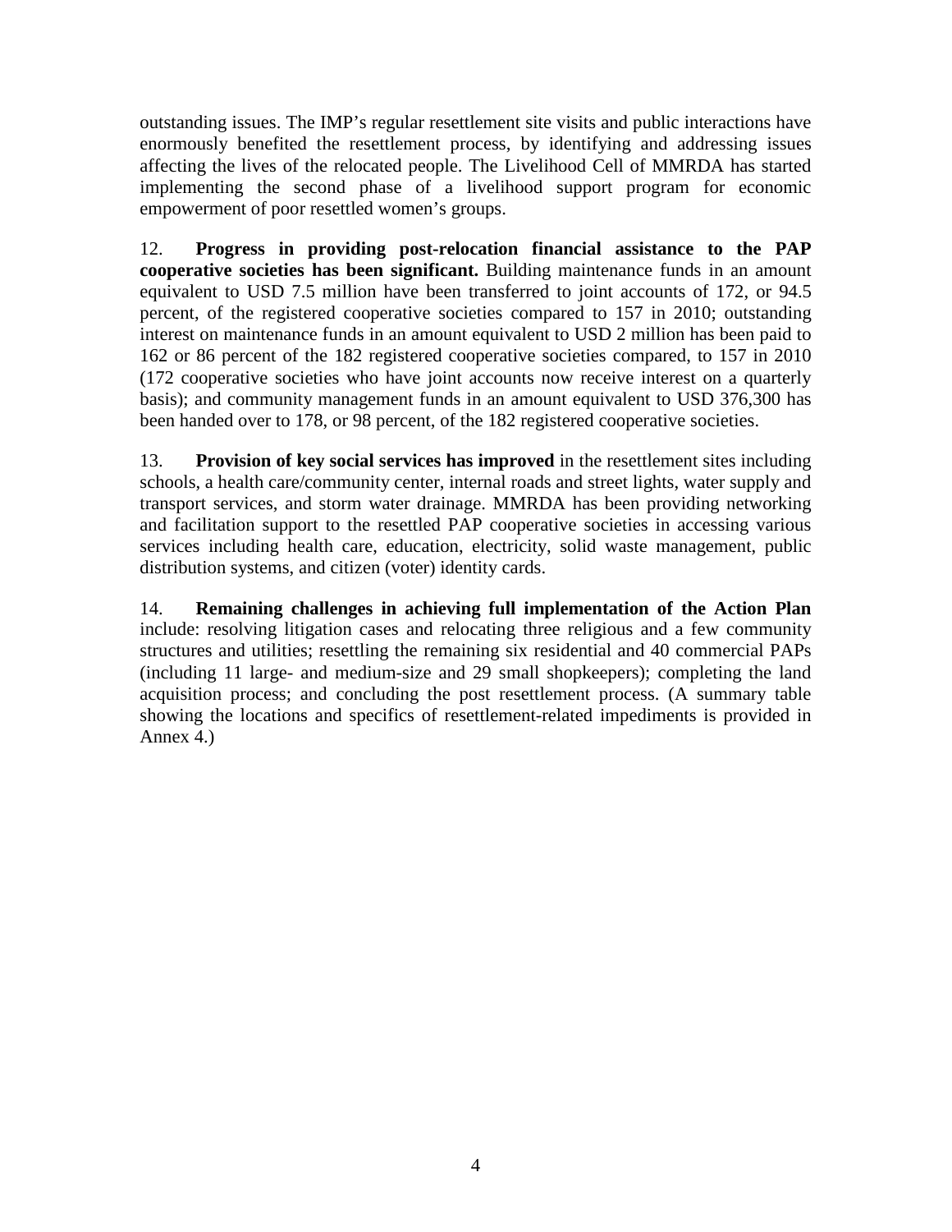outstanding issues. The IMP's regular resettlement site visits and public interactions have enormously benefited the resettlement process, by identifying and addressing issues affecting the lives of the relocated people. The Livelihood Cell of MMRDA has started implementing the second phase of a livelihood support program for economic empowerment of poor resettled women's groups.

12. **Progress in providing post-relocation financial assistance to the PAP cooperative societies has been significant.** Building maintenance funds in an amount equivalent to USD 7.5 million have been transferred to joint accounts of 172, or 94.5 percent, of the registered cooperative societies compared to 157 in 2010; outstanding interest on maintenance funds in an amount equivalent to USD 2 million has been paid to 162 or 86 percent of the 182 registered cooperative societies compared, to 157 in 2010 (172 cooperative societies who have joint accounts now receive interest on a quarterly basis); and community management funds in an amount equivalent to USD 376,300 has been handed over to 178, or 98 percent, of the 182 registered cooperative societies.

13. **Provision of key social services has improved** in the resettlement sites including schools, a health care/community center, internal roads and street lights, water supply and transport services, and storm water drainage. MMRDA has been providing networking and facilitation support to the resettled PAP cooperative societies in accessing various services including health care, education, electricity, solid waste management, public distribution systems, and citizen (voter) identity cards.

14. **Remaining challenges in achieving full implementation of the Action Plan** include: resolving litigation cases and relocating three religious and a few community structures and utilities; resettling the remaining six residential and 40 commercial PAPs (including 11 large- and medium-size and 29 small shopkeepers); completing the land acquisition process; and concluding the post resettlement process. (A summary table showing the locations and specifics of resettlement-related impediments is provided in Annex 4.)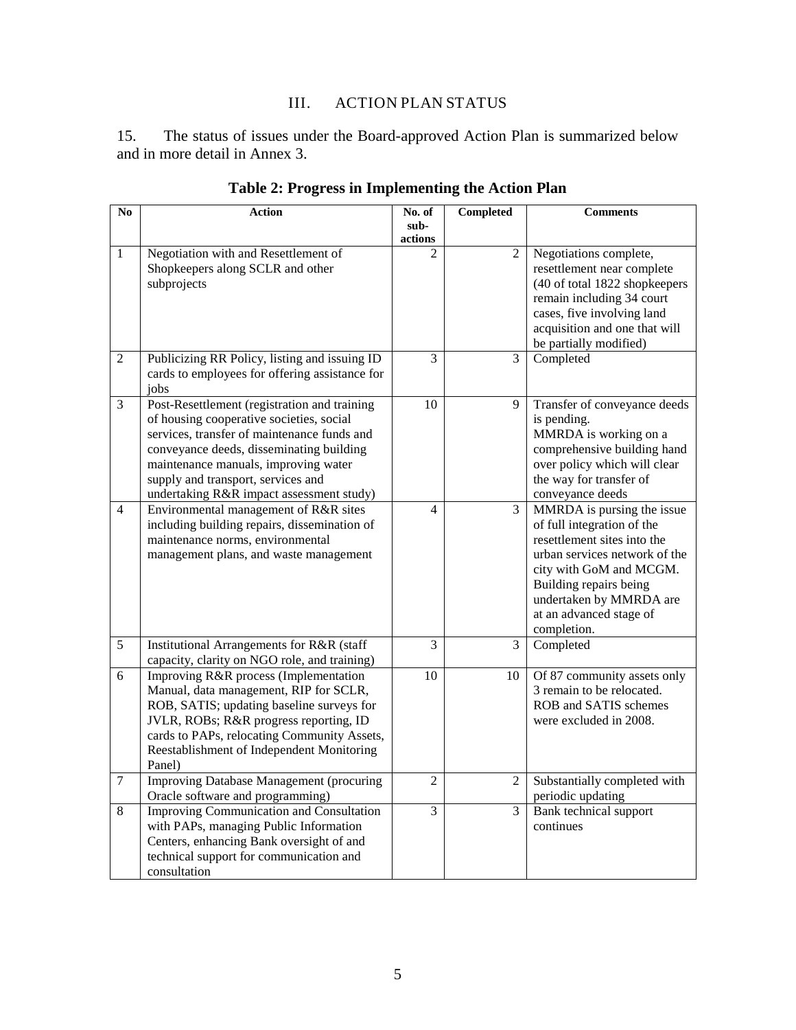## III. ACTION PLAN STATUS

15. The status of issues under the Board-approved Action Plan is summarized below and in more detail in Annex 3.

**Table 2: Progress in Implementing the Action Plan**

| No | Action | No. of sub-actions | Completed | Comments |
|---|---|---|---|---|
| 1 | Negotiation with and Resettlement of Shopkeepers along SCLR and other subprojects | 2 | 2 | Negotiations complete, resettlement near complete (40 of total 1822 shopkeepers remain including 34 court cases, five involving land acquisition and one that will be partially modified) |
| 2 | Publicizing RR Policy, listing and issuing ID cards to employees for offering assistance for jobs | 3 | 3 | Completed |
| 3 | Post-Resettlement (registration and training of housing cooperative societies, social services, transfer of maintenance funds and conveyance deeds, disseminating building maintenance manuals, improving water supply and transport, services and undertaking R&R impact assessment study) | 10 | 9 | Transfer of conveyance deeds is pending. MMRDA is working on a comprehensive building hand over policy which will clear the way for transfer of conveyance deeds |
| 4 | Environmental management of R&R sites including building repairs, dissemination of maintenance norms, environmental management plans, and waste management | 4 | 3 | MMRDA is pursing the issue of full integration of the resettlement sites into the urban services network of the city with GoM and MCGM. Building repairs being undertaken by MMRDA are at an advanced stage of completion. |
| 5 | Institutional Arrangements for R&R (staff capacity, clarity on NGO role, and training) | 3 | 3 | Completed |
| 6 | Improving R&R process (Implementation Manual, data management, RIP for SCLR, ROB, SATIS; updating baseline surveys for JVLR, ROBs; R&R progress reporting, ID cards to PAPs, relocating Community Assets, Reestablishment of Independent Monitoring Panel) | 10 | 10 | Of 87 community assets only 3 remain to be relocated. ROB and SATIS schemes were excluded in 2008. |
| 7 | Improving Database Management (procuring Oracle software and programming) | 2 | 2 | Substantially completed with periodic updating |
| 8 | Improving Communication and Consultation with PAPs, managing Public Information Centers, enhancing Bank oversight of and technical support for communication and consultation | 3 | 3 | Bank technical support continues |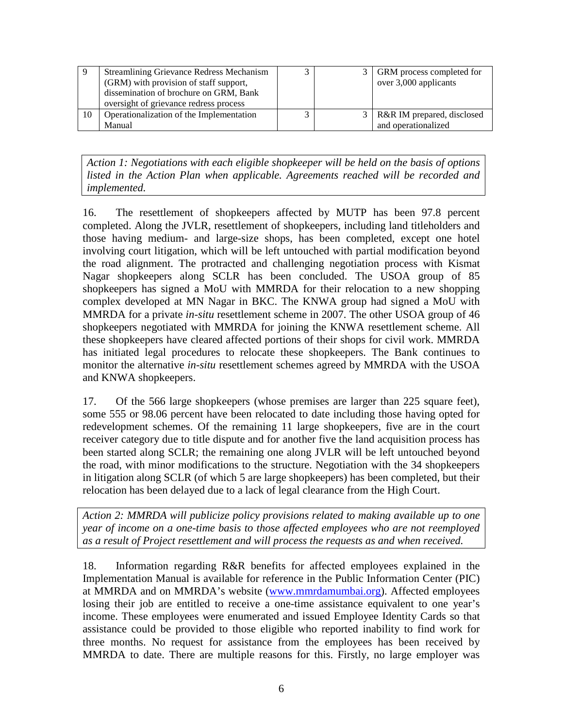| 9 | Streamlining Grievance Redress Mechanism (GRM) with provision of staff support, dissemination of brochure on GRM, Bank oversight of grievance redress process | 3 | 3 | GRM process completed for over 3,000 applicants |
|---|---|---|---|---|
| 10 | Operationalization of the Implementation Manual | 3 | 3 | R&R IM prepared, disclosed and operationalized |

*Action 1: Negotiations with each eligible shopkeeper will be held on the basis of options listed in the Action Plan when applicable. Agreements reached will be recorded and implemented.*

16. The resettlement of shopkeepers affected by MUTP has been 97.8 percent completed. Along the JVLR, resettlement of shopkeepers, including land titleholders and those having medium- and large-size shops, has been completed, except one hotel involving court litigation, which will be left untouched with partial modification beyond the road alignment. The protracted and challenging negotiation process with Kismat Nagar shopkeepers along SCLR has been concluded. The USOA group of 85 shopkeepers has signed a MoU with MMRDA for their relocation to a new shopping complex developed at MN Nagar in BKC. The KNWA group had signed a MoU with MMRDA for a private *in-situ* resettlement scheme in 2007. The other USOA group of 46 shopkeepers negotiated with MMRDA for joining the KNWA resettlement scheme. All these shopkeepers have cleared affected portions of their shops for civil work. MMRDA has initiated legal procedures to relocate these shopkeepers. The Bank continues to monitor the alternative *in-situ* resettlement schemes agreed by MMRDA with the USOA and KNWA shopkeepers.

17. Of the 566 large shopkeepers (whose premises are larger than 225 square feet), some 555 or 98.06 percent have been relocated to date including those having opted for redevelopment schemes. Of the remaining 11 large shopkeepers, five are in the court receiver category due to title dispute and for another five the land acquisition process has been started along SCLR; the remaining one along JVLR will be left untouched beyond the road, with minor modifications to the structure. Negotiation with the 34 shopkeepers in litigation along SCLR (of which 5 are large shopkeepers) has been completed, but their relocation has been delayed due to a lack of legal clearance from the High Court.

*Action 2: MMRDA will publicize policy provisions related to making available up to one year of income on a one-time basis to those affected employees who are not reemployed as a result of Project resettlement and will process the requests as and when received.*

18. Information regarding R&R benefits for affected employees explained in the Implementation Manual is available for reference in the Public Information Center (PIC) at MMRDA and on MMRDA's website (www.mmrdamumbai.org). Affected employees losing their job are entitled to receive a one-time assistance equivalent to one year's income. These employees were enumerated and issued Employee Identity Cards so that assistance could be provided to those eligible who reported inability to find work for three months. No request for assistance from the employees has been received by MMRDA to date. There are multiple reasons for this. Firstly, no large employer was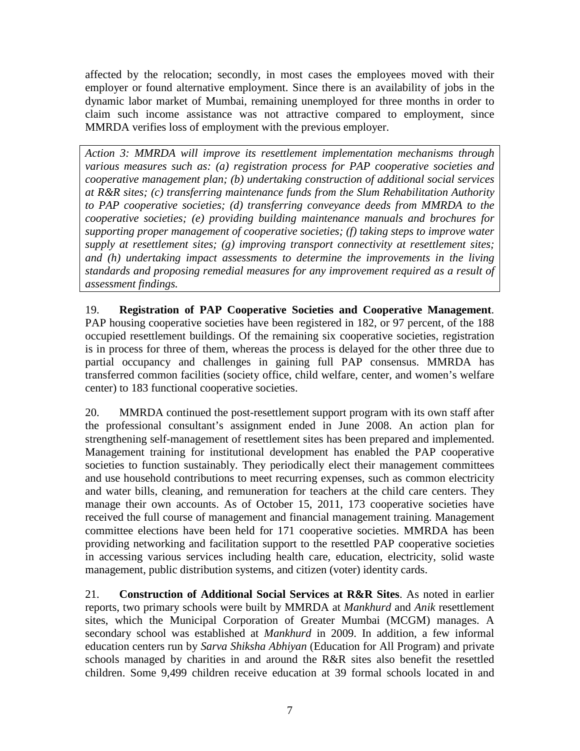affected by the relocation; secondly, in most cases the employees moved with their employer or found alternative employment. Since there is an availability of jobs in the dynamic labor market of Mumbai, remaining unemployed for three months in order to claim such income assistance was not attractive compared to employment, since MMRDA verifies loss of employment with the previous employer.

*Action 3: MMRDA will improve its resettlement implementation mechanisms through various measures such as: (a) registration process for PAP cooperative societies and cooperative management plan; (b) undertaking construction of additional social services at R&R sites; (c) transferring maintenance funds from the Slum Rehabilitation Authority to PAP cooperative societies; (d) transferring conveyance deeds from MMRDA to the cooperative societies; (e) providing building maintenance manuals and brochures for supporting proper management of cooperative societies; (f) taking steps to improve water supply at resettlement sites; (g) improving transport connectivity at resettlement sites; and (h) undertaking impact assessments to determine the improvements in the living standards and proposing remedial measures for any improvement required as a result of assessment findings.*

19. **Registration of PAP Cooperative Societies and Cooperative Management**. PAP housing cooperative societies have been registered in 182, or 97 percent, of the 188 occupied resettlement buildings. Of the remaining six cooperative societies, registration is in process for three of them, whereas the process is delayed for the other three due to partial occupancy and challenges in gaining full PAP consensus. MMRDA has transferred common facilities (society office, child welfare, center, and women's welfare center) to 183 functional cooperative societies.

20. MMRDA continued the post-resettlement support program with its own staff after the professional consultant's assignment ended in June 2008. An action plan for strengthening self-management of resettlement sites has been prepared and implemented. Management training for institutional development has enabled the PAP cooperative societies to function sustainably. They periodically elect their management committees and use household contributions to meet recurring expenses, such as common electricity and water bills, cleaning, and remuneration for teachers at the child care centers. They manage their own accounts. As of October 15, 2011, 173 cooperative societies have received the full course of management and financial management training. Management committee elections have been held for 171 cooperative societies. MMRDA has been providing networking and facilitation support to the resettled PAP cooperative societies in accessing various services including health care, education, electricity, solid waste management, public distribution systems, and citizen (voter) identity cards.

21. **Construction of Additional Social Services at R&R Sites**. As noted in earlier reports, two primary schools were built by MMRDA at *Mankhurd* and *Anik* resettlement sites, which the Municipal Corporation of Greater Mumbai (MCGM) manages. A secondary school was established at *Mankhurd* in 2009. In addition, a few informal education centers run by *Sarva Shiksha Abhiyan* (Education for All Program) and private schools managed by charities in and around the R&R sites also benefit the resettled children. Some 9,499 children receive education at 39 formal schools located in and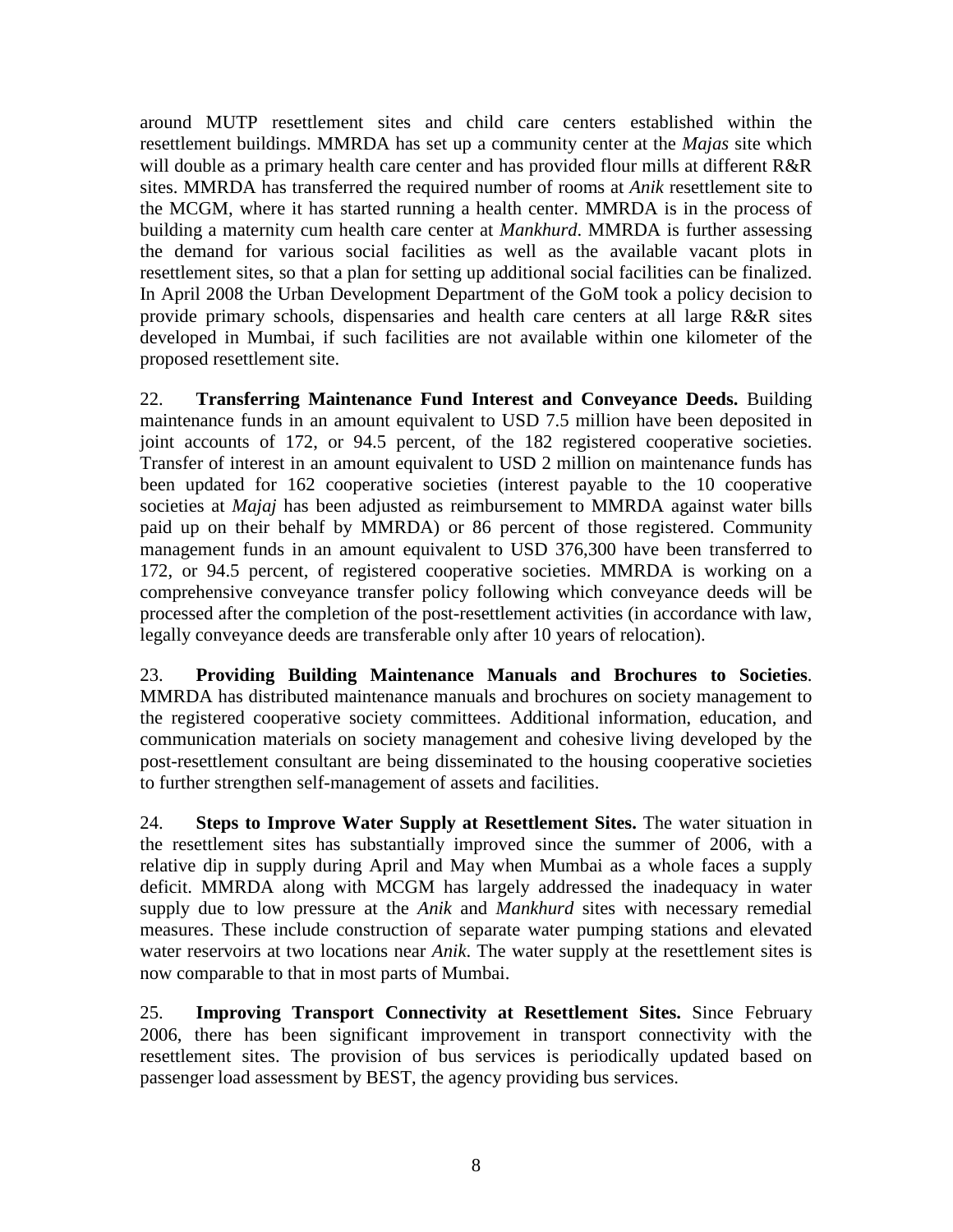around MUTP resettlement sites and child care centers established within the resettlement buildings. MMRDA has set up a community center at the *Majas* site which will double as a primary health care center and has provided flour mills at different R&R sites. MMRDA has transferred the required number of rooms at *Anik* resettlement site to the MCGM, where it has started running a health center. MMRDA is in the process of building a maternity cum health care center at *Mankhurd*. MMRDA is further assessing the demand for various social facilities as well as the available vacant plots in resettlement sites, so that a plan for setting up additional social facilities can be finalized. In April 2008 the Urban Development Department of the GoM took a policy decision to provide primary schools, dispensaries and health care centers at all large R&R sites developed in Mumbai, if such facilities are not available within one kilometer of the proposed resettlement site.

22. **Transferring Maintenance Fund Interest and Conveyance Deeds.** Building maintenance funds in an amount equivalent to USD 7.5 million have been deposited in joint accounts of 172, or 94.5 percent, of the 182 registered cooperative societies. Transfer of interest in an amount equivalent to USD 2 million on maintenance funds has been updated for 162 cooperative societies (interest payable to the 10 cooperative societies at *Majaj* has been adjusted as reimbursement to MMRDA against water bills paid up on their behalf by MMRDA) or 86 percent of those registered. Community management funds in an amount equivalent to USD 376,300 have been transferred to 172, or 94.5 percent, of registered cooperative societies. MMRDA is working on a comprehensive conveyance transfer policy following which conveyance deeds will be processed after the completion of the post-resettlement activities (in accordance with law, legally conveyance deeds are transferable only after 10 years of relocation).

23. **Providing Building Maintenance Manuals and Brochures to Societies**. MMRDA has distributed maintenance manuals and brochures on society management to the registered cooperative society committees. Additional information, education, and communication materials on society management and cohesive living developed by the post-resettlement consultant are being disseminated to the housing cooperative societies to further strengthen self-management of assets and facilities.

24. **Steps to Improve Water Supply at Resettlement Sites.** The water situation in the resettlement sites has substantially improved since the summer of 2006, with a relative dip in supply during April and May when Mumbai as a whole faces a supply deficit. MMRDA along with MCGM has largely addressed the inadequacy in water supply due to low pressure at the *Anik* and *Mankhurd* sites with necessary remedial measures. These include construction of separate water pumping stations and elevated water reservoirs at two locations near *Anik*. The water supply at the resettlement sites is now comparable to that in most parts of Mumbai.

25. **Improving Transport Connectivity at Resettlement Sites.** Since February 2006, there has been significant improvement in transport connectivity with the resettlement sites. The provision of bus services is periodically updated based on passenger load assessment by BEST, the agency providing bus services.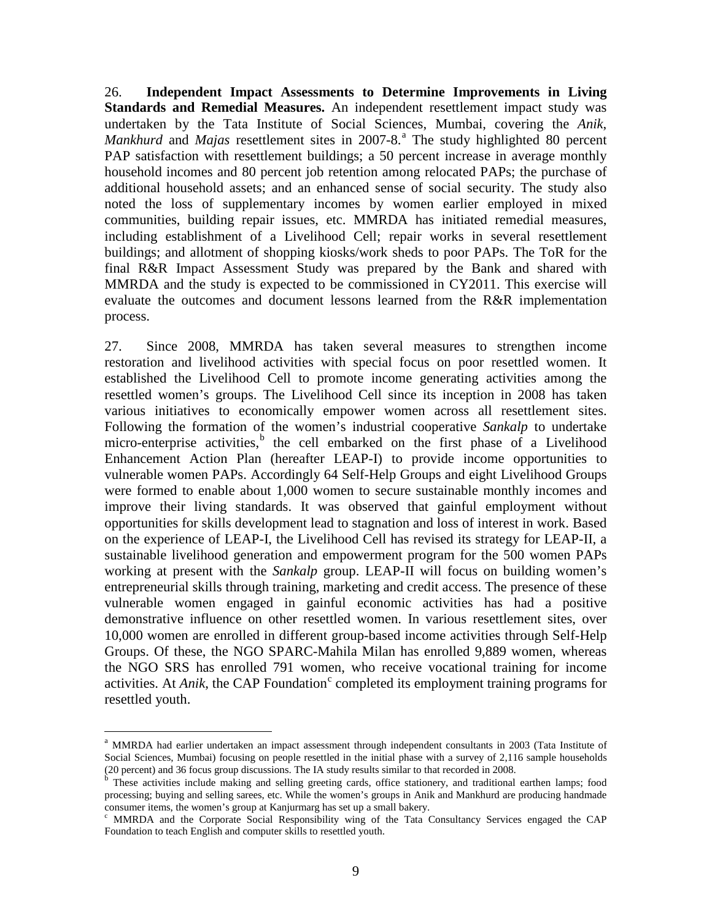26. **Independent Impact Assessments to Determine Improvements in Living Standards and Remedial Measures.** An independent resettlement impact study was undertaken by the Tata Institute of Social Sciences, Mumbai, covering the *Anik*, *Mankhurd* and *Majas* resettlement sites in 2007-8.[a] The study highlighted 80 percent PAP satisfaction with resettlement buildings; a 50 percent increase in average monthly household incomes and 80 percent job retention among relocated PAPs; the purchase of additional household assets; and an enhanced sense of social security. The study also noted the loss of supplementary incomes by women earlier employed in mixed communities, building repair issues, etc. MMRDA has initiated remedial measures, including establishment of a Livelihood Cell; repair works in several resettlement buildings; and allotment of shopping kiosks/work sheds to poor PAPs. The ToR for the final R&R Impact Assessment Study was prepared by the Bank and shared with MMRDA and the study is expected to be commissioned in CY2011. This exercise will evaluate the outcomes and document lessons learned from the R&R implementation process.

27. Since 2008, MMRDA has taken several measures to strengthen income restoration and livelihood activities with special focus on poor resettled women. It established the Livelihood Cell to promote income generating activities among the resettled women's groups. The Livelihood Cell since its inception in 2008 has taken various initiatives to economically empower women across all resettlement sites. Following the formation of the women's industrial cooperative *Sankalp* to undertake micro-enterprise activities,[b] the cell embarked on the first phase of a Livelihood Enhancement Action Plan (hereafter LEAP-I) to provide income opportunities to vulnerable women PAPs. Accordingly 64 Self-Help Groups and eight Livelihood Groups were formed to enable about 1,000 women to secure sustainable monthly incomes and improve their living standards. It was observed that gainful employment without opportunities for skills development lead to stagnation and loss of interest in work. Based on the experience of LEAP-I, the Livelihood Cell has revised its strategy for LEAP-II, a sustainable livelihood generation and empowerment program for the 500 women PAPs working at present with the *Sankalp* group. LEAP-II will focus on building women's entrepreneurial skills through training, marketing and credit access. The presence of these vulnerable women engaged in gainful economic activities has had a positive demonstrative influence on other resettled women. In various resettlement sites, over 10,000 women are enrolled in different group-based income activities through Self-Help Groups. Of these, the NGO SPARC-Mahila Milan has enrolled 9,889 women, whereas the NGO SRS has enrolled 791 women, who receive vocational training for income activities. At *Anik*, the CAP Foundation[c] completed its employment training programs for resettled youth.

---

[a] MMRDA had earlier undertaken an impact assessment through independent consultants in 2003 (Tata Institute of Social Sciences, Mumbai) focusing on people resettled in the initial phase with a survey of 2,116 sample households (20 percent) and 36 focus group discussions. The IA study results similar to that recorded in 2008.

[b] These activities include making and selling greeting cards, office stationery, and traditional earthen lamps; food processing; buying and selling sarees, etc. While the women's groups in Anik and Mankhurd are producing handmade consumer items, the women's group at Kanjurmarg has set up a small bakery.

[c] MMRDA and the Corporate Social Responsibility wing of the Tata Consultancy Services engaged the CAP Foundation to teach English and computer skills to resettled youth.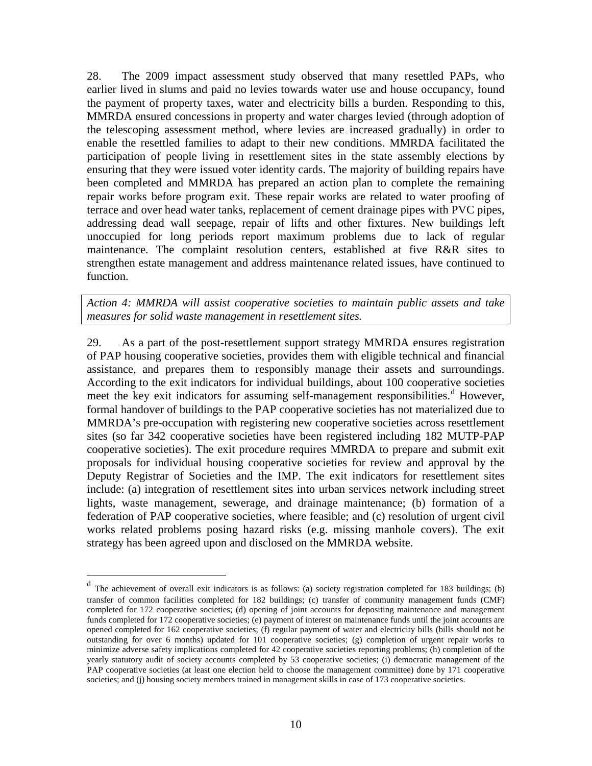28. The 2009 impact assessment study observed that many resettled PAPs, who earlier lived in slums and paid no levies towards water use and house occupancy, found the payment of property taxes, water and electricity bills a burden. Responding to this, MMRDA ensured concessions in property and water charges levied (through adoption of the telescoping assessment method, where levies are increased gradually) in order to enable the resettled families to adapt to their new conditions. MMRDA facilitated the participation of people living in resettlement sites in the state assembly elections by ensuring that they were issued voter identity cards. The majority of building repairs have been completed and MMRDA has prepared an action plan to complete the remaining repair works before program exit. These repair works are related to water proofing of terrace and over head water tanks, replacement of cement drainage pipes with PVC pipes, addressing dead wall seepage, repair of lifts and other fixtures. New buildings left unoccupied for long periods report maximum problems due to lack of regular maintenance. The complaint resolution centers, established at five R&R sites to strengthen estate management and address maintenance related issues, have continued to function.

*Action 4: MMRDA will assist cooperative societies to maintain public assets and take measures for solid waste management in resettlement sites.*

29. As a part of the post-resettlement support strategy MMRDA ensures registration of PAP housing cooperative societies, provides them with eligible technical and financial assistance, and prepares them to responsibly manage their assets and surroundings. According to the exit indicators for individual buildings, about 100 cooperative societies meet the key exit indicators for assuming self-management responsibilities.[d] However, formal handover of buildings to the PAP cooperative societies has not materialized due to MMRDA's pre-occupation with registering new cooperative societies across resettlement sites (so far 342 cooperative societies have been registered including 182 MUTP-PAP cooperative societies). The exit procedure requires MMRDA to prepare and submit exit proposals for individual housing cooperative societies for review and approval by the Deputy Registrar of Societies and the IMP. The exit indicators for resettlement sites include: (a) integration of resettlement sites into urban services network including street lights, waste management, sewerage, and drainage maintenance; (b) formation of a federation of PAP cooperative societies, where feasible; and (c) resolution of urgent civil works related problems posing hazard risks (e.g. missing manhole covers). The exit strategy has been agreed upon and disclosed on the MMRDA website.

---

[d] The achievement of overall exit indicators is as follows: (a) society registration completed for 183 buildings; (b) transfer of common facilities completed for 182 buildings; (c) transfer of community management funds (CMF) completed for 172 cooperative societies; (d) opening of joint accounts for depositing maintenance and management funds completed for 172 cooperative societies; (e) payment of interest on maintenance funds until the joint accounts are opened completed for 162 cooperative societies; (f) regular payment of water and electricity bills (bills should not be outstanding for over 6 months) updated for 101 cooperative societies; (g) completion of urgent repair works to minimize adverse safety implications completed for 42 cooperative societies reporting problems; (h) completion of the yearly statutory audit of society accounts completed by 53 cooperative societies; (i) democratic management of the PAP cooperative societies (at least one election held to choose the management committee) done by 171 cooperative societies; and (j) housing society members trained in management skills in case of 173 cooperative societies.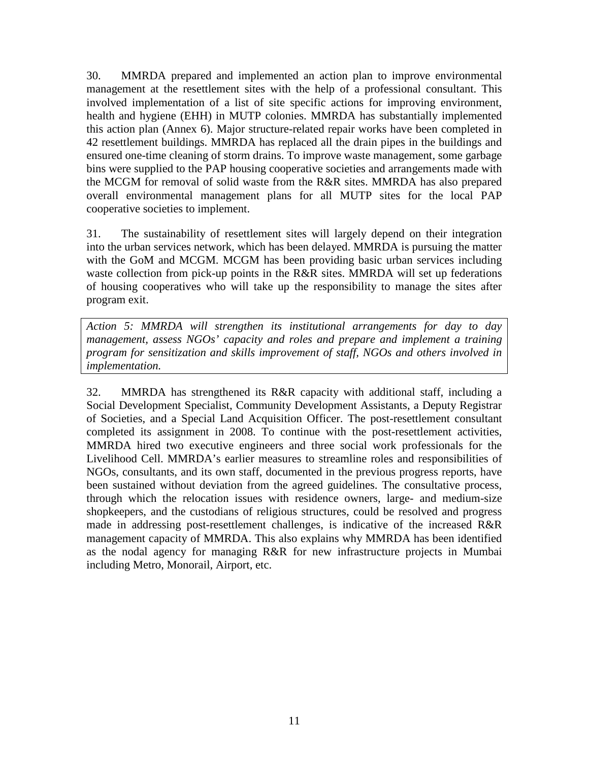30. MMRDA prepared and implemented an action plan to improve environmental management at the resettlement sites with the help of a professional consultant. This involved implementation of a list of site specific actions for improving environment, health and hygiene (EHH) in MUTP colonies. MMRDA has substantially implemented this action plan (Annex 6). Major structure-related repair works have been completed in 42 resettlement buildings. MMRDA has replaced all the drain pipes in the buildings and ensured one-time cleaning of storm drains. To improve waste management, some garbage bins were supplied to the PAP housing cooperative societies and arrangements made with the MCGM for removal of solid waste from the R&R sites. MMRDA has also prepared overall environmental management plans for all MUTP sites for the local PAP cooperative societies to implement.

31. The sustainability of resettlement sites will largely depend on their integration into the urban services network, which has been delayed. MMRDA is pursuing the matter with the GoM and MCGM. MCGM has been providing basic urban services including waste collection from pick-up points in the R&R sites. MMRDA will set up federations of housing cooperatives who will take up the responsibility to manage the sites after program exit.

*Action 5: MMRDA will strengthen its institutional arrangements for day to day management, assess NGOs' capacity and roles and prepare and implement a training program for sensitization and skills improvement of staff, NGOs and others involved in implementation.*

32. MMRDA has strengthened its R&R capacity with additional staff, including a Social Development Specialist, Community Development Assistants, a Deputy Registrar of Societies, and a Special Land Acquisition Officer. The post-resettlement consultant completed its assignment in 2008. To continue with the post-resettlement activities, MMRDA hired two executive engineers and three social work professionals for the Livelihood Cell. MMRDA's earlier measures to streamline roles and responsibilities of NGOs, consultants, and its own staff, documented in the previous progress reports, have been sustained without deviation from the agreed guidelines. The consultative process, through which the relocation issues with residence owners, large- and medium-size shopkeepers, and the custodians of religious structures, could be resolved and progress made in addressing post-resettlement challenges, is indicative of the increased R&R management capacity of MMRDA. This also explains why MMRDA has been identified as the nodal agency for managing R&R for new infrastructure projects in Mumbai including Metro, Monorail, Airport, etc.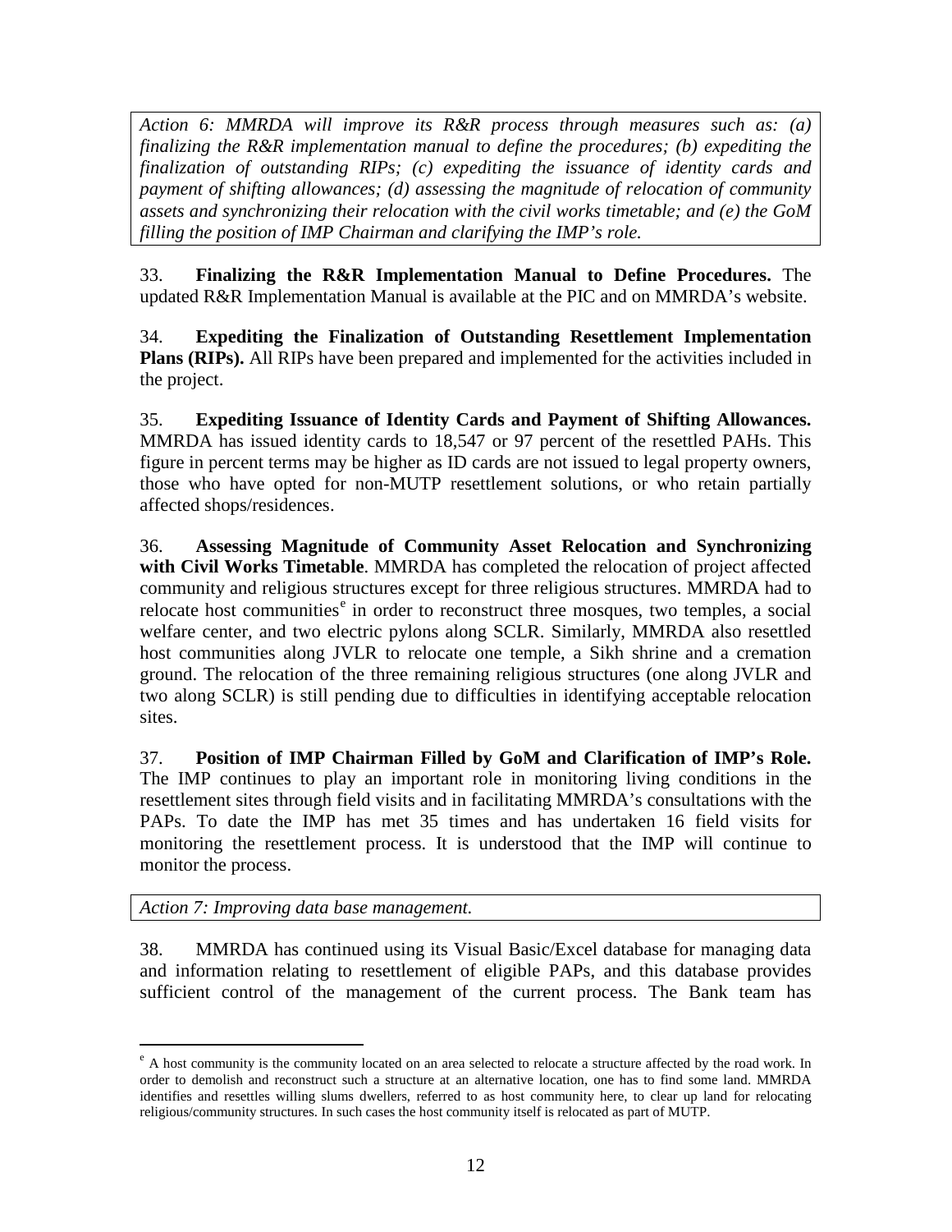*Action 6: MMRDA will improve its R&R process through measures such as: (a) finalizing the R&R implementation manual to define the procedures; (b) expediting the finalization of outstanding RIPs; (c) expediting the issuance of identity cards and payment of shifting allowances; (d) assessing the magnitude of relocation of community assets and synchronizing their relocation with the civil works timetable; and (e) the GoM filling the position of IMP Chairman and clarifying the IMP's role.*

33. **Finalizing the R&R Implementation Manual to Define Procedures.** The updated R&R Implementation Manual is available at the PIC and on MMRDA's website.

34. **Expediting the Finalization of Outstanding Resettlement Implementation Plans (RIPs).** All RIPs have been prepared and implemented for the activities included in the project.

35. **Expediting Issuance of Identity Cards and Payment of Shifting Allowances.** MMRDA has issued identity cards to 18,547 or 97 percent of the resettled PAHs. This figure in percent terms may be higher as ID cards are not issued to legal property owners, those who have opted for non-MUTP resettlement solutions, or who retain partially affected shops/residences.

36. **Assessing Magnitude of Community Asset Relocation and Synchronizing with Civil Works Timetable**. MMRDA has completed the relocation of project affected community and religious structures except for three religious structures. MMRDA had to relocate host communities[e] in order to reconstruct three mosques, two temples, a social welfare center, and two electric pylons along SCLR. Similarly, MMRDA also resettled host communities along JVLR to relocate one temple, a Sikh shrine and a cremation ground. The relocation of the three remaining religious structures (one along JVLR and two along SCLR) is still pending due to difficulties in identifying acceptable relocation sites.

37. **Position of IMP Chairman Filled by GoM and Clarification of IMP's Role.** The IMP continues to play an important role in monitoring living conditions in the resettlement sites through field visits and in facilitating MMRDA's consultations with the PAPs. To date the IMP has met 35 times and has undertaken 16 field visits for monitoring the resettlement process. It is understood that the IMP will continue to monitor the process.

*Action 7: Improving data base management.*

38. MMRDA has continued using its Visual Basic/Excel database for managing data and information relating to resettlement of eligible PAPs, and this database provides sufficient control of the management of the current process. The Bank team has

[e] A host community is the community located on an area selected to relocate a structure affected by the road work. In order to demolish and reconstruct such a structure at an alternative location, one has to find some land. MMRDA identifies and resettles willing slums dwellers, referred to as host community here, to clear up land for relocating religious/community structures. In such cases the host community itself is relocated as part of MUTP.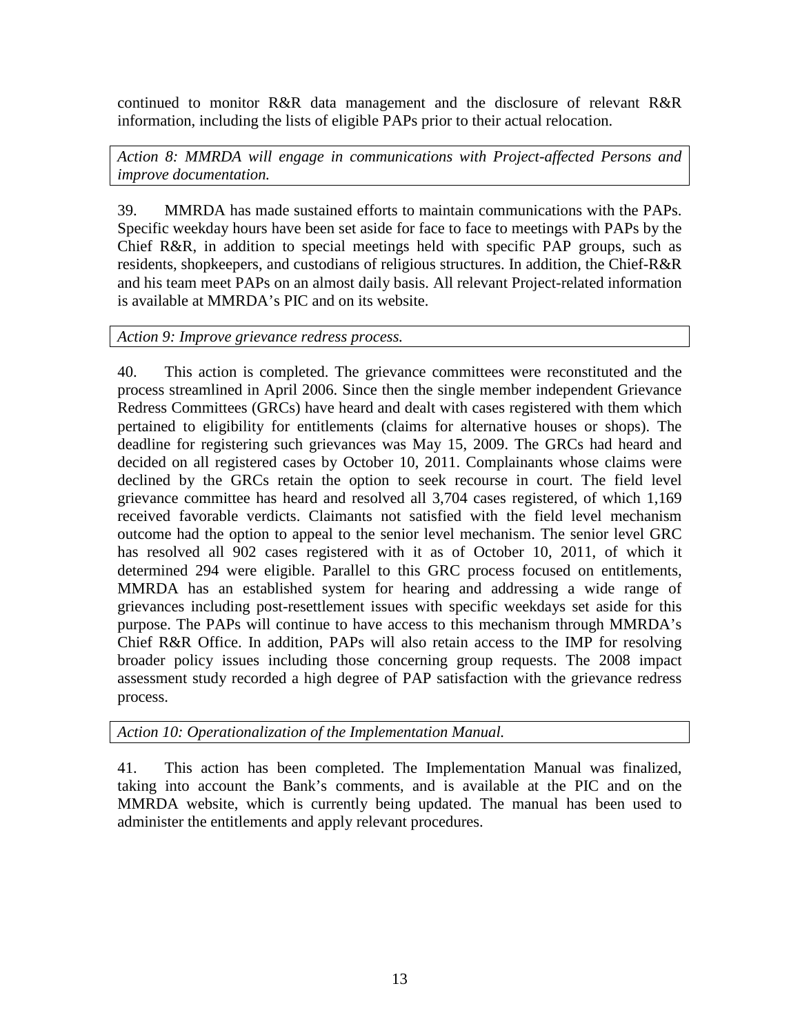continued to monitor R&R data management and the disclosure of relevant R&R information, including the lists of eligible PAPs prior to their actual relocation.

*Action 8: MMRDA will engage in communications with Project-affected Persons and improve documentation.*

39. MMRDA has made sustained efforts to maintain communications with the PAPs. Specific weekday hours have been set aside for face to face to meetings with PAPs by the Chief R&R, in addition to special meetings held with specific PAP groups, such as residents, shopkeepers, and custodians of religious structures. In addition, the Chief-R&R and his team meet PAPs on an almost daily basis. All relevant Project-related information is available at MMRDA's PIC and on its website.

*Action 9: Improve grievance redress process.*

40. This action is completed. The grievance committees were reconstituted and the process streamlined in April 2006. Since then the single member independent Grievance Redress Committees (GRCs) have heard and dealt with cases registered with them which pertained to eligibility for entitlements (claims for alternative houses or shops). The deadline for registering such grievances was May 15, 2009. The GRCs had heard and decided on all registered cases by October 10, 2011. Complainants whose claims were declined by the GRCs retain the option to seek recourse in court. The field level grievance committee has heard and resolved all 3,704 cases registered, of which 1,169 received favorable verdicts. Claimants not satisfied with the field level mechanism outcome had the option to appeal to the senior level mechanism. The senior level GRC has resolved all 902 cases registered with it as of October 10, 2011, of which it determined 294 were eligible. Parallel to this GRC process focused on entitlements, MMRDA has an established system for hearing and addressing a wide range of grievances including post-resettlement issues with specific weekdays set aside for this purpose. The PAPs will continue to have access to this mechanism through MMRDA's Chief R&R Office. In addition, PAPs will also retain access to the IMP for resolving broader policy issues including those concerning group requests. The 2008 impact assessment study recorded a high degree of PAP satisfaction with the grievance redress process.

*Action 10: Operationalization of the Implementation Manual.*

41. This action has been completed. The Implementation Manual was finalized, taking into account the Bank's comments, and is available at the PIC and on the MMRDA website, which is currently being updated. The manual has been used to administer the entitlements and apply relevant procedures.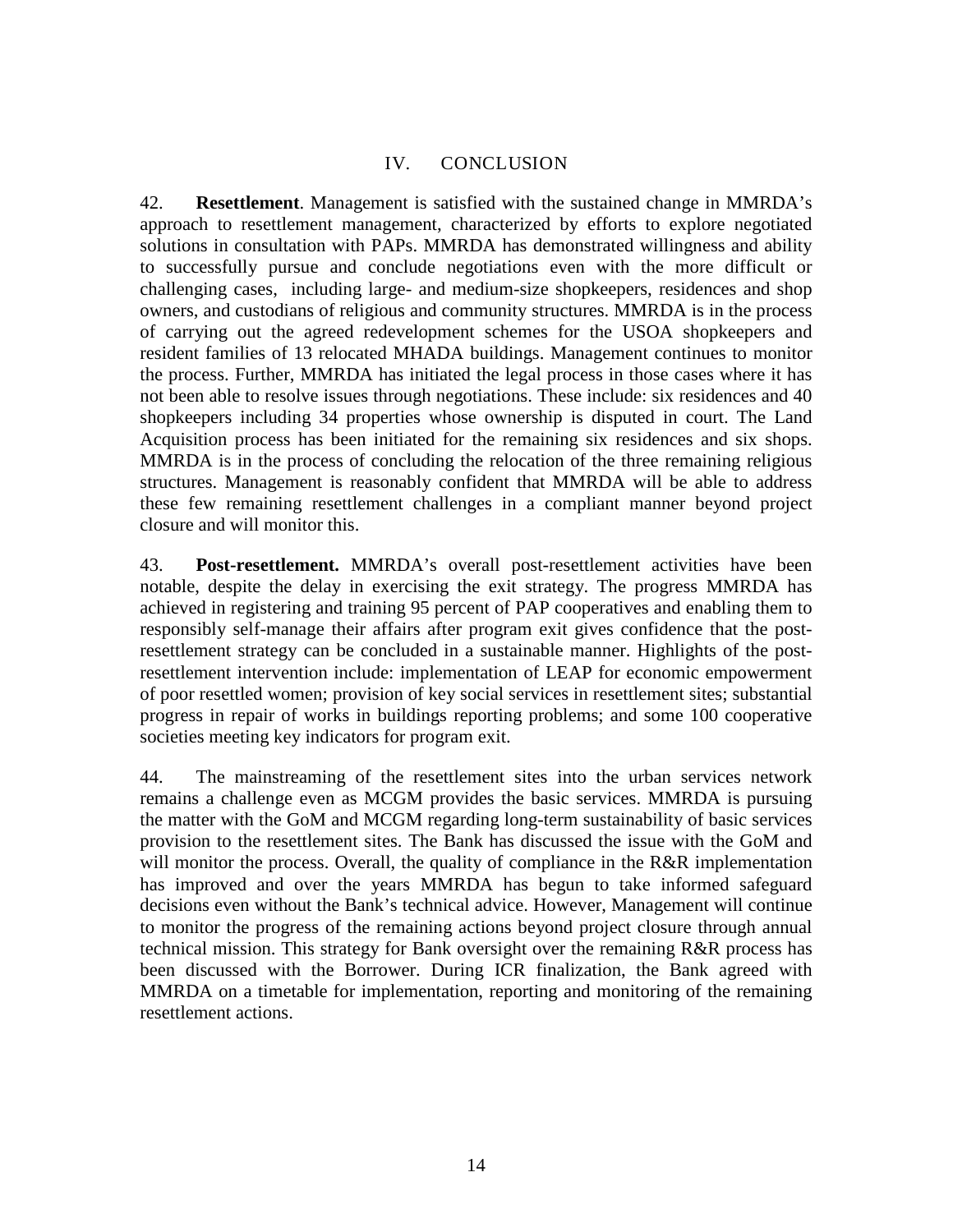## IV. CONCLUSION

42. **Resettlement**. Management is satisfied with the sustained change in MMRDA's approach to resettlement management, characterized by efforts to explore negotiated solutions in consultation with PAPs. MMRDA has demonstrated willingness and ability to successfully pursue and conclude negotiations even with the more difficult or challenging cases, including large- and medium-size shopkeepers, residences and shop owners, and custodians of religious and community structures. MMRDA is in the process of carrying out the agreed redevelopment schemes for the USOA shopkeepers and resident families of 13 relocated MHADA buildings. Management continues to monitor the process. Further, MMRDA has initiated the legal process in those cases where it has not been able to resolve issues through negotiations. These include: six residences and 40 shopkeepers including 34 properties whose ownership is disputed in court. The Land Acquisition process has been initiated for the remaining six residences and six shops. MMRDA is in the process of concluding the relocation of the three remaining religious structures. Management is reasonably confident that MMRDA will be able to address these few remaining resettlement challenges in a compliant manner beyond project closure and will monitor this.

43. **Post-resettlement.** MMRDA's overall post-resettlement activities have been notable, despite the delay in exercising the exit strategy. The progress MMRDA has achieved in registering and training 95 percent of PAP cooperatives and enabling them to responsibly self-manage their affairs after program exit gives confidence that the post-resettlement strategy can be concluded in a sustainable manner. Highlights of the post-resettlement intervention include: implementation of LEAP for economic empowerment of poor resettled women; provision of key social services in resettlement sites; substantial progress in repair of works in buildings reporting problems; and some 100 cooperative societies meeting key indicators for program exit.

44. The mainstreaming of the resettlement sites into the urban services network remains a challenge even as MCGM provides the basic services. MMRDA is pursuing the matter with the GoM and MCGM regarding long-term sustainability of basic services provision to the resettlement sites. The Bank has discussed the issue with the GoM and will monitor the process. Overall, the quality of compliance in the R&R implementation has improved and over the years MMRDA has begun to take informed safeguard decisions even without the Bank's technical advice. However, Management will continue to monitor the progress of the remaining actions beyond project closure through annual technical mission. This strategy for Bank oversight over the remaining R&R process has been discussed with the Borrower. During ICR finalization, the Bank agreed with MMRDA on a timetable for implementation, reporting and monitoring of the remaining resettlement actions.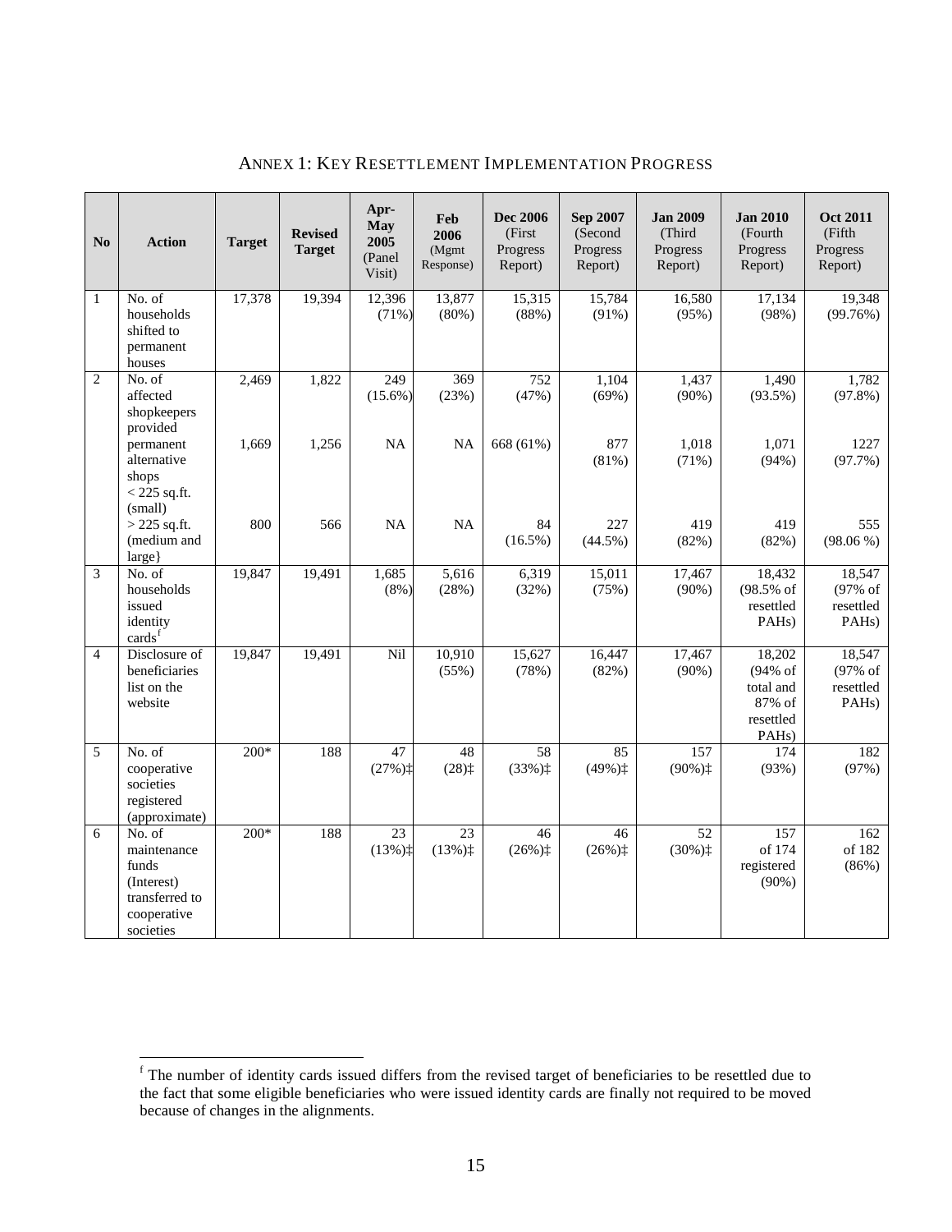## ANNEX 1: KEY RESETTLEMENT IMPLEMENTATION PROGRESS

| No | Action | Target | Revised Target | Apr-May 2005 (Panel Visit) | Feb 2006 (Mgmt Response) | Dec 2006 (First Progress Report) | Sep 2007 (Second Progress Report) | Jan 2009 (Third Progress Report) | Jan 2010 (Fourth Progress Report) | Oct 2011 (Fifth Progress Report) |
|---|---|---|---|---|---|---|---|---|---|---|
| 1 | No. of households shifted to permanent houses | 17,378 | 19,394 | 12,396 (71%) | 13,877 (80%) | 15,315 (88%) | 15,784 (91%) | 16,580 (95%) | 17,134 (98%) | 19,348 (99.76%) |
| 2 | No. of affected shopkeepers provided | 2,469 | 1,822 | 249 (15.6%) | 369 (23%) | 752 (47%) | 1,104 (69%) | 1,437 (90%) | 1,490 (93.5%) | 1,782 (97.8%) |
| | permanent alternative shops < 225 sq.ft. (small) | 1,669 | 1,256 | NA | NA | 668 (61%) | 877 (81%) | 1,018 (71%) | 1,071 (94%) | 1227 (97.7%) |
| | > 225 sq.ft. (medium and large} | 800 | 566 | NA | NA | 84 (16.5%) | 227 (44.5%) | 419 (82%) | 419 (82%) | 555 (98.06 %) |
| 3 | No. of households issued identity cards[f] | 19,847 | 19,491 | 1,685 (8%) | 5,616 (28%) | 6,319 (32%) | 15,011 (75%) | 17,467 (90%) | 18,432 (98.5% of resettled PAHs) | 18,547 (97% of resettled PAHs) |
| 4 | Disclosure of beneficiaries list on the website | 19,847 | 19,491 | Nil | 10,910 (55%) | 15,627 (78%) | 16,447 (82%) | 17,467 (90%) | 18,202 (94% of total and 87% of resettled PAHs) | 18,547 (97% of resettled PAHs) |
| 5 | No. of cooperative societies registered (approximate) | 200* | 188 | 47 (27%)‡ | 48 (28)‡ | 58 (33%)‡ | 85 (49%)‡ | 157 (90%)‡ | 174 (93%) | 182 (97%) |
| 6 | No. of maintenance funds (Interest) transferred to cooperative societies | 200* | 188 | 23 (13%)‡ | 23 (13%)‡ | 46 (26%)‡ | 46 (26%)‡ | 52 (30%)‡ | 157 of 174 registered (90%) | 162 of 182 (86%) |

[f] The number of identity cards issued differs from the revised target of beneficiaries to be resettled due to the fact that some eligible beneficiaries who were issued identity cards are finally not required to be moved because of changes in the alignments.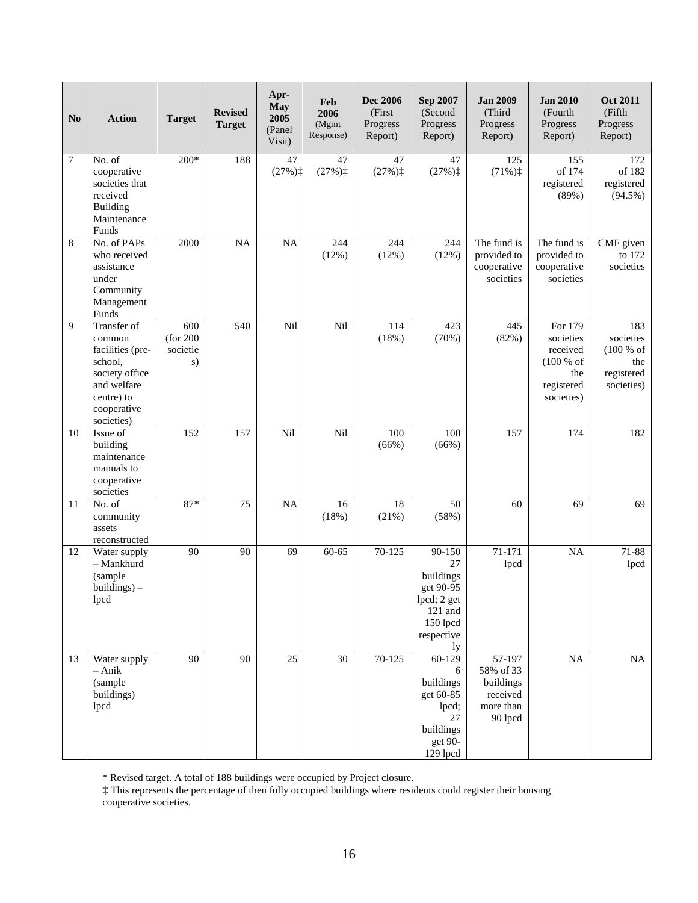| No | Action | Target | Revised Target | Apr-May 2005 (Panel Visit) | Feb 2006 (Mgmt Response) | Dec 2006 (First Progress Report) | Sep 2007 (Second Progress Report) | Jan 2009 (Third Progress Report) | Jan 2010 (Fourth Progress Report) | Oct 2011 (Fifth Progress Report) |
|---|---|---|---|---|---|---|---|---|---|---|
| 7 | No. of cooperative societies that received Building Maintenance Funds | 200* | 188 | 47 (27%)‡ | 47 (27%)‡ | 47 (27%)‡ | 47 (27%)‡ | 125 (71%)‡ | 155 of 174 registered (89%) | 172 of 182 registered (94.5%) |
| 8 | No. of PAPs who received assistance under Community Management Funds | 2000 | NA | NA | 244 (12%) | 244 (12%) | 244 (12%) | The fund is provided to cooperative societies | The fund is provided to cooperative societies | CMF given to 172 societies |
| 9 | Transfer of common facilities (pre-school, society office and welfare centre) to cooperative societies) | 600 (for 200 societies) | 540 | Nil | Nil | 114 (18%) | 423 (70%) | 445 (82%) | For 179 societies received (100 % of the registered societies) | 183 societies (100 % of the registered societies) |
| 10 | Issue of building maintenance manuals to cooperative societies | 152 | 157 | Nil | Nil | 100 (66%) | 100 (66%) | 157 | 174 | 182 |
| 11 | No. of community assets reconstructed | 87* | 75 | NA | 16 (18%) | 18 (21%) | 50 (58%) | 60 | 69 | 69 |
| 12 | Water supply – Mankhurd (sample buildings) – lpcd | 90 | 90 | 69 | 60-65 | 70-125 | 90-150 27 buildings get 90-95 lpcd; 2 get 121 and 150 lpcd respectively | 71-171 lpcd | NA | 71-88 lpcd |
| 13 | Water supply – Anik (sample buildings) lpcd | 90 | 90 | 25 | 30 | 70-125 | 60-129 6 buildings get 60-85 lpcd; 27 buildings get 90-129 lpcd | 57-197 58% of 33 buildings received more than 90 lpcd | NA | NA |

\* Revised target. A total of 188 buildings were occupied by Project closure.

‡ This represents the percentage of then fully occupied buildings where residents could register their housing cooperative societies.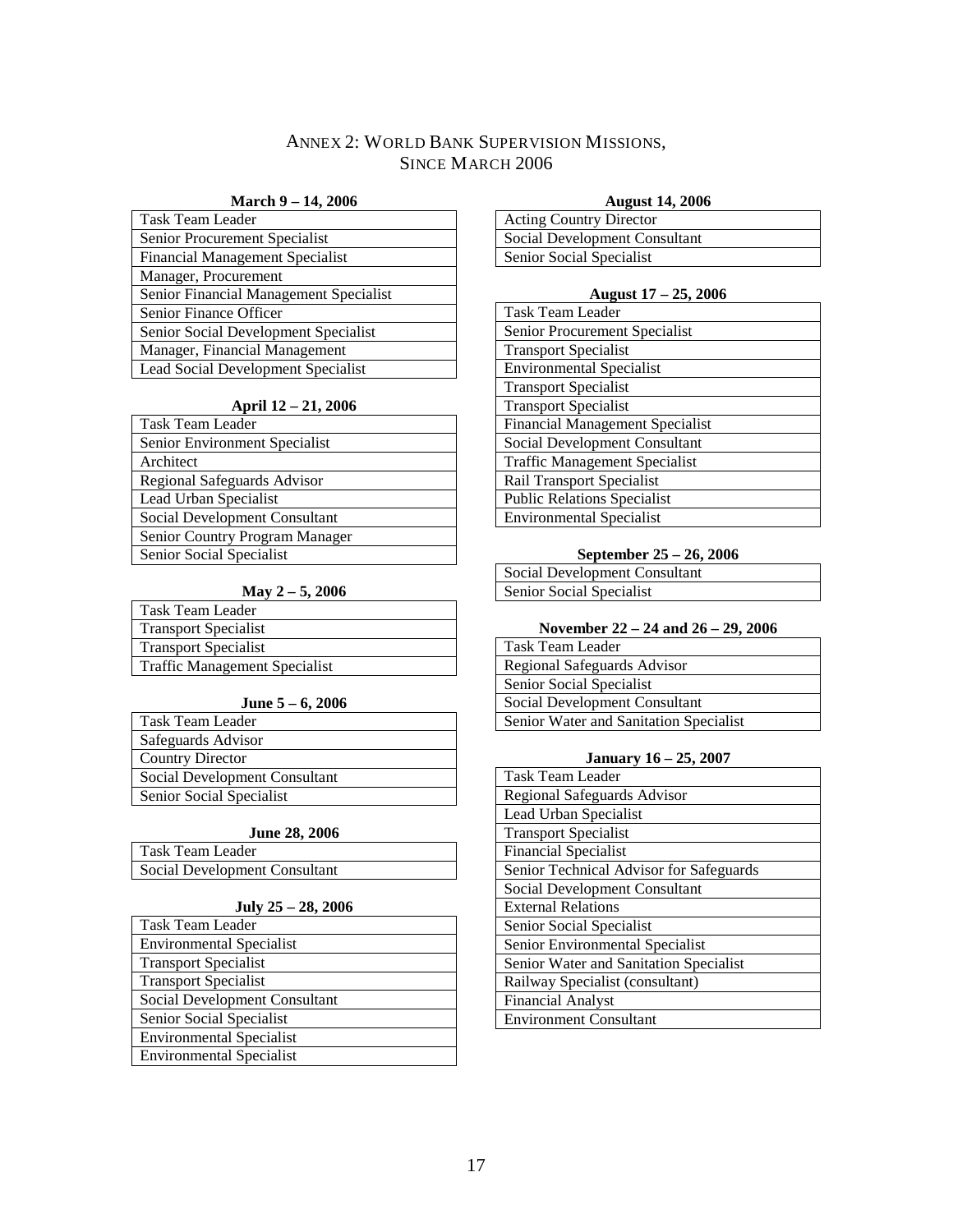## ANNEX 2: WORLD BANK SUPERVISION MISSIONS, SINCE MARCH 2006

**March 9 – 14, 2006**

| Task Team Leader |
|---|
| Senior Procurement Specialist |
| Financial Management Specialist |
| Manager, Procurement |
| Senior Financial Management Specialist |
| Senior Finance Officer |
| Senior Social Development Specialist |
| Manager, Financial Management |
| Lead Social Development Specialist |

**April 12 – 21, 2006**

| Task Team Leader |
|---|
| Senior Environment Specialist |
| Architect |
| Regional Safeguards Advisor |
| Lead Urban Specialist |
| Social Development Consultant |
| Senior Country Program Manager |
| Senior Social Specialist |

**May 2 – 5, 2006**

| Task Team Leader |
|---|
| Transport Specialist |
| Transport Specialist |
| Traffic Management Specialist |

**June 5 – 6, 2006**

| Task Team Leader |
|---|
| Safeguards Advisor |
| Country Director |
| Social Development Consultant |
| Senior Social Specialist |

**June 28, 2006**

| Task Team Leader |
|---|
| Social Development Consultant |

**July 25 – 28, 2006**

| Task Team Leader |
|---|
| Environmental Specialist |
| Transport Specialist |
| Transport Specialist |
| Social Development Consultant |
| Senior Social Specialist |
| Environmental Specialist |
| Environmental Specialist |

**August 14, 2006**

| Acting Country Director |
|---|
| Social Development Consultant |
| Senior Social Specialist |

**August 17 – 25, 2006**

| Task Team Leader |
|---|
| Senior Procurement Specialist |
| Transport Specialist |
| Environmental Specialist |
| Transport Specialist |
| Transport Specialist |
| Financial Management Specialist |
| Social Development Consultant |
| Traffic Management Specialist |
| Rail Transport Specialist |
| Public Relations Specialist |
| Environmental Specialist |

**September 25 – 26, 2006**

| Social Development Consultant |
|---|
| Senior Social Specialist |

**November 22 – 24 and 26 – 29, 2006**

| Task Team Leader |
|---|
| Regional Safeguards Advisor |
| Senior Social Specialist |
| Social Development Consultant |
| Senior Water and Sanitation Specialist |

**January 16 – 25, 2007**

| Task Team Leader |
|---|
| Regional Safeguards Advisor |
| Lead Urban Specialist |
| Transport Specialist |
| Financial Specialist |
| Senior Technical Advisor for Safeguards |
| Social Development Consultant |
| External Relations |
| Senior Social Specialist |
| Senior Environmental Specialist |
| Senior Water and Sanitation Specialist |
| Railway Specialist (consultant) |
| Financial Analyst |
| Environment Consultant |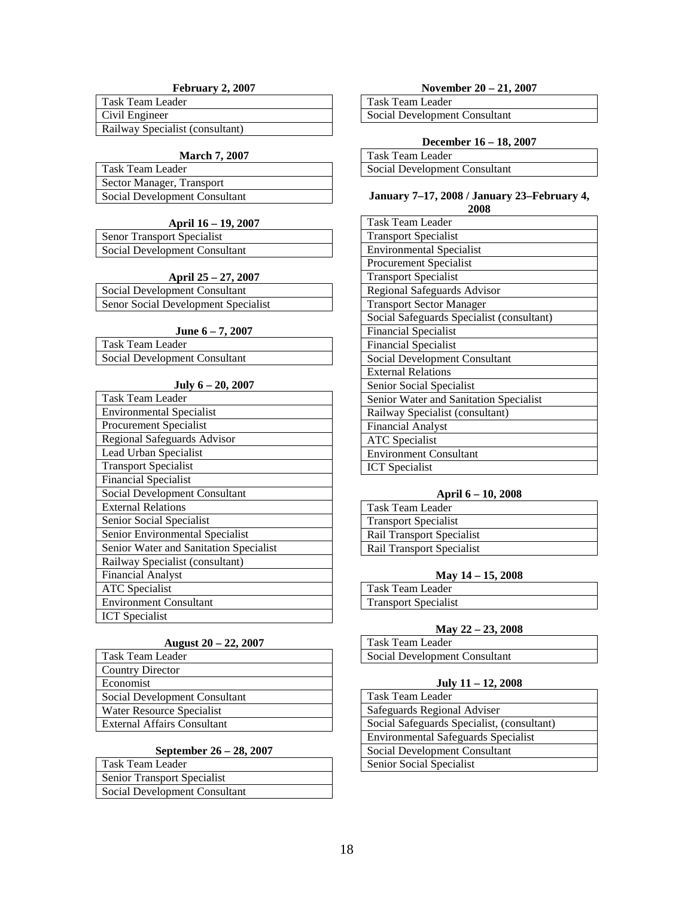**February 2, 2007**

| Task Team Leader |
|---|
| Civil Engineer |
| Railway Specialist (consultant) |

**March 7, 2007**

| Task Team Leader |
|---|
| Sector Manager, Transport |
| Social Development Consultant |

**April 16 – 19, 2007**

| Senor Transport Specialist |
|---|
| Social Development Consultant |

**April 25 – 27, 2007**

| Social Development Consultant |
|---|
| Senor Social Development Specialist |

**June 6 – 7, 2007**

| Task Team Leader |
|---|
| Social Development Consultant |

**July 6 – 20, 2007**

| Task Team Leader |
|---|
| Environmental Specialist |
| Procurement Specialist |
| Regional Safeguards Advisor |
| Lead Urban Specialist |
| Transport Specialist |
| Financial Specialist |
| Social Development Consultant |
| External Relations |
| Senior Social Specialist |
| Senior Environmental Specialist |
| Senior Water and Sanitation Specialist |
| Railway Specialist (consultant) |
| Financial Analyst |
| ATC Specialist |
| Environment Consultant |
| ICT Specialist |

**August 20 – 22, 2007**

| Task Team Leader |
|---|
| Country Director |
| Economist |
| Social Development Consultant |
| Water Resource Specialist |
| External Affairs Consultant |

**September 26 – 28, 2007**

| Task Team Leader |
|---|
| Senior Transport Specialist |
| Social Development Consultant |

**November 20 – 21, 2007**

| Task Team Leader |
|---|
| Social Development Consultant |

**December 16 – 18, 2007**

| Task Team Leader |
|---|
| Social Development Consultant |

**January 7–17, 2008 / January 23–February 4, 2008**

| Task Team Leader |
|---|
| Transport Specialist |
| Environmental Specialist |
| Procurement Specialist |
| Transport Specialist |
| Regional Safeguards Advisor |
| Transport Sector Manager |
| Social Safeguards Specialist (consultant) |
| Financial Specialist |
| Financial Specialist |
| Social Development Consultant |
| External Relations |
| Senior Social Specialist |
| Senior Water and Sanitation Specialist |
| Railway Specialist (consultant) |
| Financial Analyst |
| ATC Specialist |
| Environment Consultant |
| ICT Specialist |

**April 6 – 10, 2008**

| Task Team Leader |
|---|
| Transport Specialist |
| Rail Transport Specialist |
| Rail Transport Specialist |

**May 14 – 15, 2008**

| Task Team Leader |
|---|
| Transport Specialist |

**May 22 – 23, 2008**

| Task Team Leader |
|---|
| Social Development Consultant |

**July 11 – 12, 2008**

| Task Team Leader |
|---|
| Safeguards Regional Adviser |
| Social Safeguards Specialist, (consultant) |
| Environmental Safeguards Specialist |
| Social Development Consultant |
| Senior Social Specialist |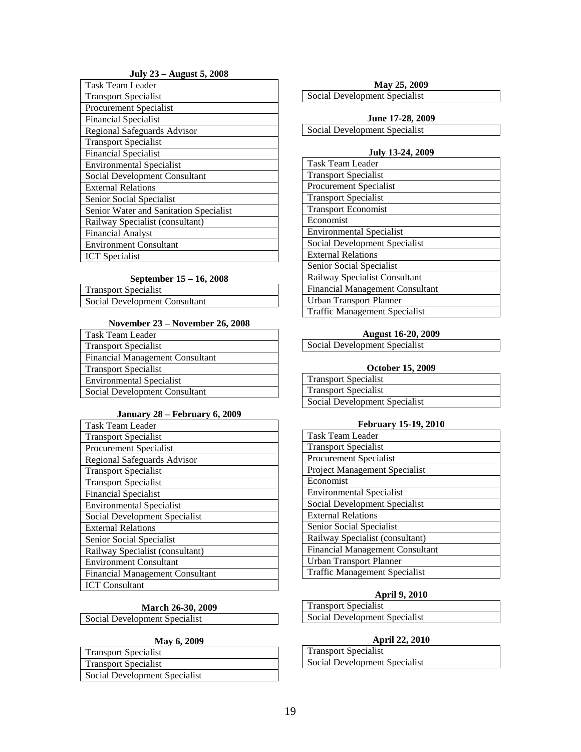**July 23 – August 5, 2008**

| Task Team Leader |
|---|
| Transport Specialist |
| Procurement Specialist |
| Financial Specialist |
| Regional Safeguards Advisor |
| Transport Specialist |
| Financial Specialist |
| Environmental Specialist |
| Social Development Consultant |
| External Relations |
| Senior Social Specialist |
| Senior Water and Sanitation Specialist |
| Railway Specialist (consultant) |
| Financial Analyst |
| Environment Consultant |
| ICT Specialist |

**September 15 – 16, 2008**

| Transport Specialist |
|---|
| Social Development Consultant |

**November 23 – November 26, 2008**

| Task Team Leader |
|---|
| Transport Specialist |
| Financial Management Consultant |
| Transport Specialist |
| Environmental Specialist |
| Social Development Consultant |

**January 28 – February 6, 2009**

| Task Team Leader |
|---|
| Transport Specialist |
| Procurement Specialist |
| Regional Safeguards Advisor |
| Transport Specialist |
| Transport Specialist |
| Financial Specialist |
| Environmental Specialist |
| Social Development Specialist |
| External Relations |
| Senior Social Specialist |
| Railway Specialist (consultant) |
| Environment Consultant |
| Financial Management Consultant |
| ICT Consultant |

**March 26-30, 2009**

| Social Development Specialist |
|---|

**May 6, 2009**

| Transport Specialist |
|---|
| Transport Specialist |
| Social Development Specialist |

**May 25, 2009**

| Social Development Specialist |
|---|

**June 17-28, 2009**

| Social Development Specialist |
|---|

**July 13-24, 2009**

| Task Team Leader |
|---|
| Transport Specialist |
| Procurement Specialist |
| Transport Specialist |
| Transport Economist |
| Economist |
| Environmental Specialist |
| Social Development Specialist |
| External Relations |
| Senior Social Specialist |
| Railway Specialist Consultant |
| Financial Management Consultant |
| Urban Transport Planner |
| Traffic Management Specialist |

**August 16-20, 2009**

| Social Development Specialist |
|---|

**October 15, 2009**

| Transport Specialist |
|---|
| Transport Specialist |
| Social Development Specialist |

**February 15-19, 2010**

| Task Team Leader |
|---|
| Transport Specialist |
| Procurement Specialist |
| Project Management Specialist |
| Economist |
| Environmental Specialist |
| Social Development Specialist |
| External Relations |
| Senior Social Specialist |
| Railway Specialist (consultant) |
| Financial Management Consultant |
| Urban Transport Planner |
| Traffic Management Specialist |

**April 9, 2010**

| Transport Specialist |
|---|
| Social Development Specialist |

**April 22, 2010**

| Transport Specialist |
|---|
| Social Development Specialist |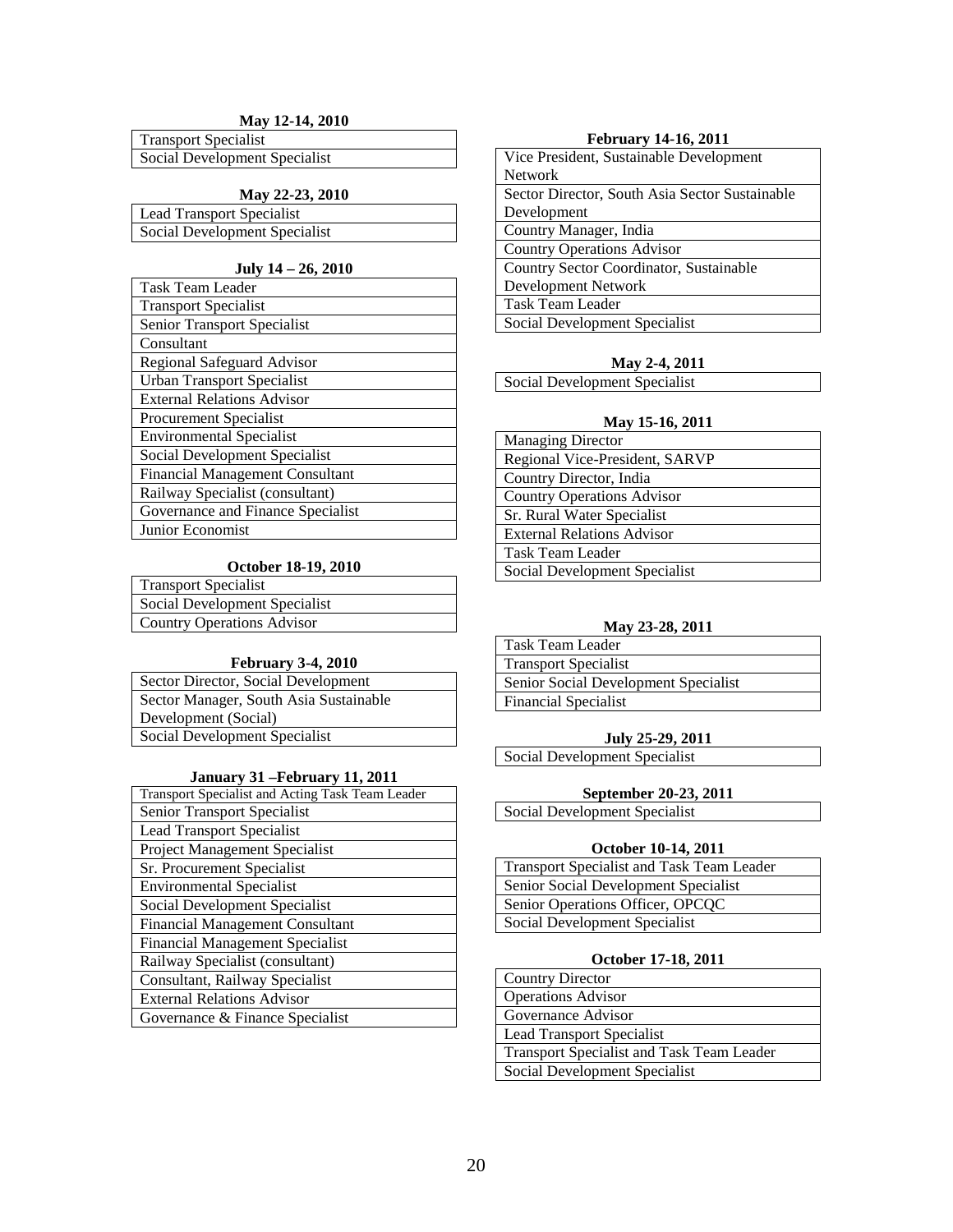**May 12-14, 2010**

| |
|---|
| Transport Specialist |
| Social Development Specialist |

**May 22-23, 2010**

| |
|---|
| Lead Transport Specialist |
| Social Development Specialist |

**July 14 – 26, 2010**

| |
|---|
| Task Team Leader |
| Transport Specialist |
| Senior Transport Specialist |
| Consultant |
| Regional Safeguard Advisor |
| Urban Transport Specialist |
| External Relations Advisor |
| Procurement Specialist |
| Environmental Specialist |
| Social Development Specialist |
| Financial Management Consultant |
| Railway Specialist (consultant) |
| Governance and Finance Specialist |
| Junior Economist |

**October 18-19, 2010**

| |
|---|
| Transport Specialist |
| Social Development Specialist |
| Country Operations Advisor |

**February 3-4, 2010**

| |
|---|
| Sector Director, Social Development |
| Sector Manager, South Asia Sustainable Development (Social) |
| Social Development Specialist |

**January 31 –February 11, 2011**

| |
|---|
| Transport Specialist and Acting Task Team Leader |
| Senior Transport Specialist |
| Lead Transport Specialist |
| Project Management Specialist |
| Sr. Procurement Specialist |
| Environmental Specialist |
| Social Development Specialist |
| Financial Management Consultant |
| Financial Management Specialist |
| Railway Specialist (consultant) |
| Consultant, Railway Specialist |
| External Relations Advisor |
| Governance & Finance Specialist |

**February 14-16, 2011**

| |
|---|
| Vice President, Sustainable Development Network |
| Sector Director, South Asia Sector Sustainable Development |
| Country Manager, India |
| Country Operations Advisor |
| Country Sector Coordinator, Sustainable Development Network |
| Task Team Leader |
| Social Development Specialist |

**May 2-4, 2011**

| |
|---|
| Social Development Specialist |

**May 15-16, 2011**

| |
|---|
| Managing Director |
| Regional Vice-President, SARVP |
| Country Director, India |
| Country Operations Advisor |
| Sr. Rural Water Specialist |
| External Relations Advisor |
| Task Team Leader |
| Social Development Specialist |

**May 23-28, 2011**

| |
|---|
| Task Team Leader |
| Transport Specialist |
| Senior Social Development Specialist |
| Financial Specialist |

**July 25-29, 2011**

| |
|---|
| Social Development Specialist |

**September 20-23, 2011**

| |
|---|
| Social Development Specialist |

**October 10-14, 2011**

| |
|---|
| Transport Specialist and Task Team Leader |
| Senior Social Development Specialist |
| Senior Operations Officer, OPCQC |
| Social Development Specialist |

**October 17-18, 2011**

| |
|---|
| Country Director |
| Operations Advisor |
| Governance Advisor |
| Lead Transport Specialist |
| Transport Specialist and Task Team Leader |
| Social Development Specialist |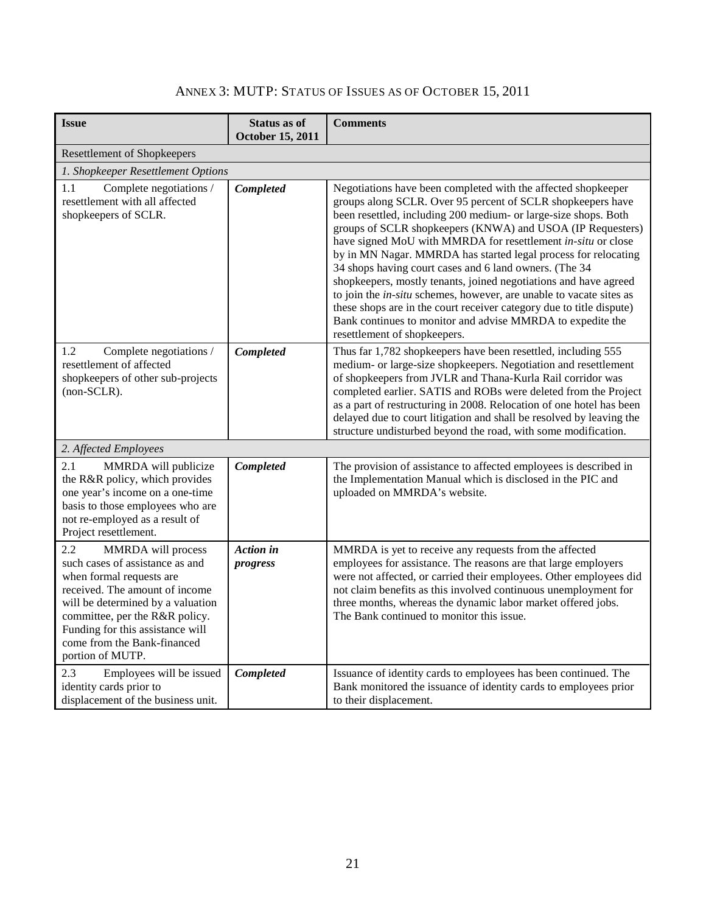# ANNEX 3: MUTP: STATUS OF ISSUES AS OF OCTOBER 15, 2011

| Issue | Status as of October 15, 2011 | Comments |
|---|---|---|
| Resettlement of Shopkeepers | | |
| *1. Shopkeeper Resettlement Options* | | |
| 1.1 Complete negotiations / resettlement with all affected shopkeepers of SCLR. | ***Completed*** | Negotiations have been completed with the affected shopkeeper groups along SCLR. Over 95 percent of SCLR shopkeepers have been resettled, including 200 medium- or large-size shops. Both groups of SCLR shopkeepers (KNWA) and USOA (IP Requesters) have signed MoU with MMRDA for resettlement *in-situ* or close by in MN Nagar. MMRDA has started legal process for relocating 34 shops having court cases and 6 land owners. (The 34 shopkeepers, mostly tenants, joined negotiations and have agreed to join the *in-situ* schemes, however, are unable to vacate sites as these shops are in the court receiver category due to title dispute) Bank continues to monitor and advise MMRDA to expedite the resettlement of shopkeepers. |
| 1.2 Complete negotiations / resettlement of affected shopkeepers of other sub-projects (non-SCLR). | ***Completed*** | Thus far 1,782 shopkeepers have been resettled, including 555 medium- or large-size shopkeepers. Negotiation and resettlement of shopkeepers from JVLR and Thana-Kurla Rail corridor was completed earlier. SATIS and ROBs were deleted from the Project as a part of restructuring in 2008. Relocation of one hotel has been delayed due to court litigation and shall be resolved by leaving the structure undisturbed beyond the road, with some modification. |
| *2. Affected Employees* | | |
| 2.1 MMRDA will publicize the R&R policy, which provides one year's income on a one-time basis to those employees who are not re-employed as a result of Project resettlement. | ***Completed*** | The provision of assistance to affected employees is described in the Implementation Manual which is disclosed in the PIC and uploaded on MMRDA's website. |
| 2.2 MMRDA will process such cases of assistance as and when formal requests are received. The amount of income will be determined by a valuation committee, per the R&R policy. Funding for this assistance will come from the Bank-financed portion of MUTP. | ***Action in progress*** | MMRDA is yet to receive any requests from the affected employees for assistance. The reasons are that large employers were not affected, or carried their employees. Other employees did not claim benefits as this involved continuous unemployment for three months, whereas the dynamic labor market offered jobs. The Bank continued to monitor this issue. |
| 2.3 Employees will be issued identity cards prior to displacement of the business unit. | ***Completed*** | Issuance of identity cards to employees has been continued. The Bank monitored the issuance of identity cards to employees prior to their displacement. |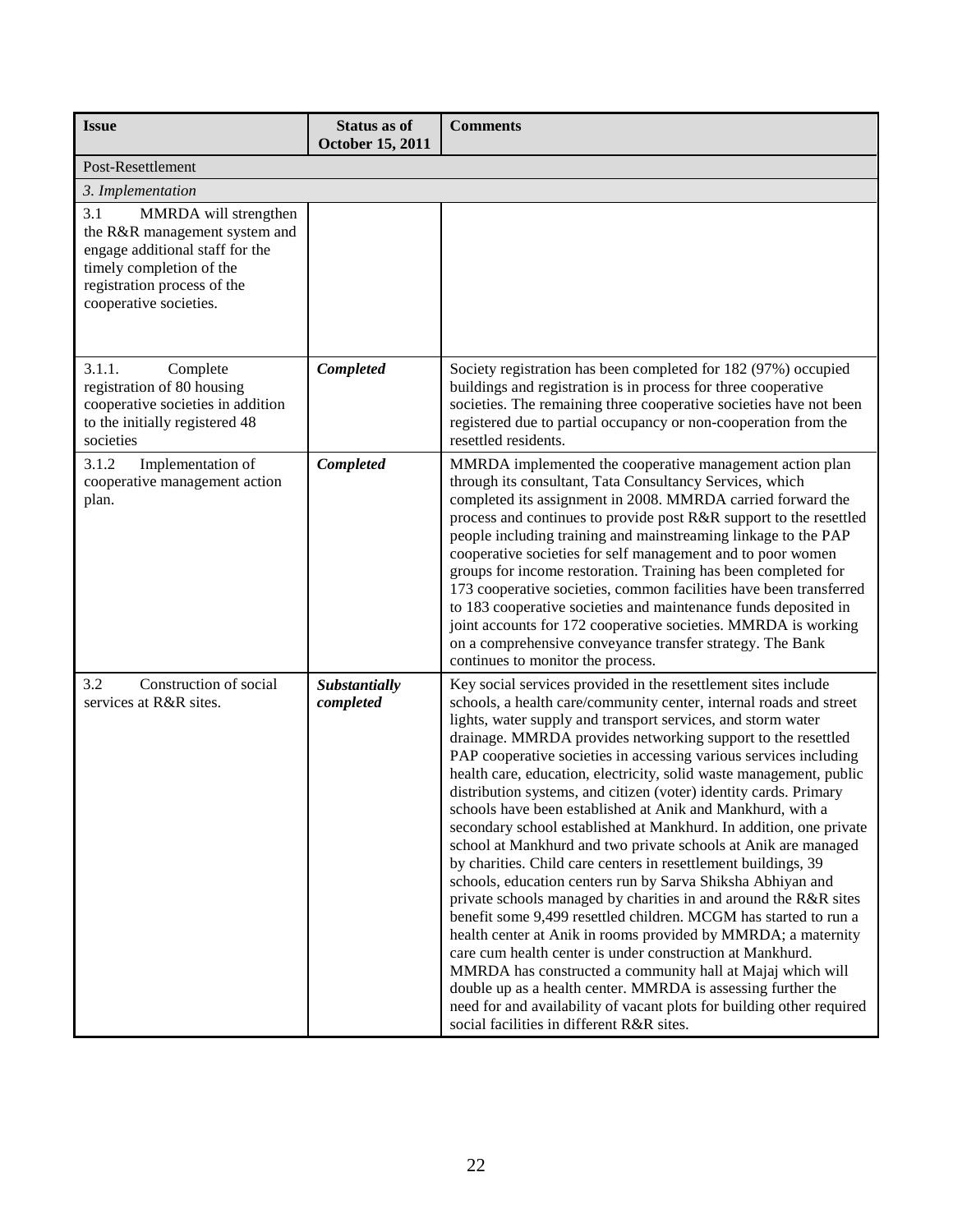| Issue | Status as of October 15, 2011 | Comments |
|---|---|---|
| Post-Resettlement | | |
| *3. Implementation* | | |
| 3.1 MMRDA will strengthen the R&R management system and engage additional staff for the timely completion of the registration process of the cooperative societies. | | |
| 3.1.1. Complete registration of 80 housing cooperative societies in addition to the initially registered 48 societies | ***Completed*** | Society registration has been completed for 182 (97%) occupied buildings and registration is in process for three cooperative societies. The remaining three cooperative societies have not been registered due to partial occupancy or non-cooperation from the resettled residents. |
| 3.1.2 Implementation of cooperative management action plan. | ***Completed*** | MMRDA implemented the cooperative management action plan through its consultant, Tata Consultancy Services, which completed its assignment in 2008. MMRDA carried forward the process and continues to provide post R&R support to the resettled people including training and mainstreaming linkage to the PAP cooperative societies for self management and to poor women groups for income restoration. Training has been completed for 173 cooperative societies, common facilities have been transferred to 183 cooperative societies and maintenance funds deposited in joint accounts for 172 cooperative societies. MMRDA is working on a comprehensive conveyance transfer strategy. The Bank continues to monitor the process. |
| 3.2 Construction of social services at R&R sites. | ***Substantially completed*** | Key social services provided in the resettlement sites include schools, a health care/community center, internal roads and street lights, water supply and transport services, and storm water drainage. MMRDA provides networking support to the resettled PAP cooperative societies in accessing various services including health care, education, electricity, solid waste management, public distribution systems, and citizen (voter) identity cards. Primary schools have been established at Anik and Mankhurd, with a secondary school established at Mankhurd. In addition, one private school at Mankhurd and two private schools at Anik are managed by charities. Child care centers in resettlement buildings, 39 schools, education centers run by Sarva Shiksha Abhiyan and private schools managed by charities in and around the R&R sites benefit some 9,499 resettled children. MCGM has started to run a health center at Anik in rooms provided by MMRDA; a maternity care cum health center is under construction at Mankhurd. MMRDA has constructed a community hall at Majaj which will double up as a health center. MMRDA is assessing further the need for and availability of vacant plots for building other required social facilities in different R&R sites. |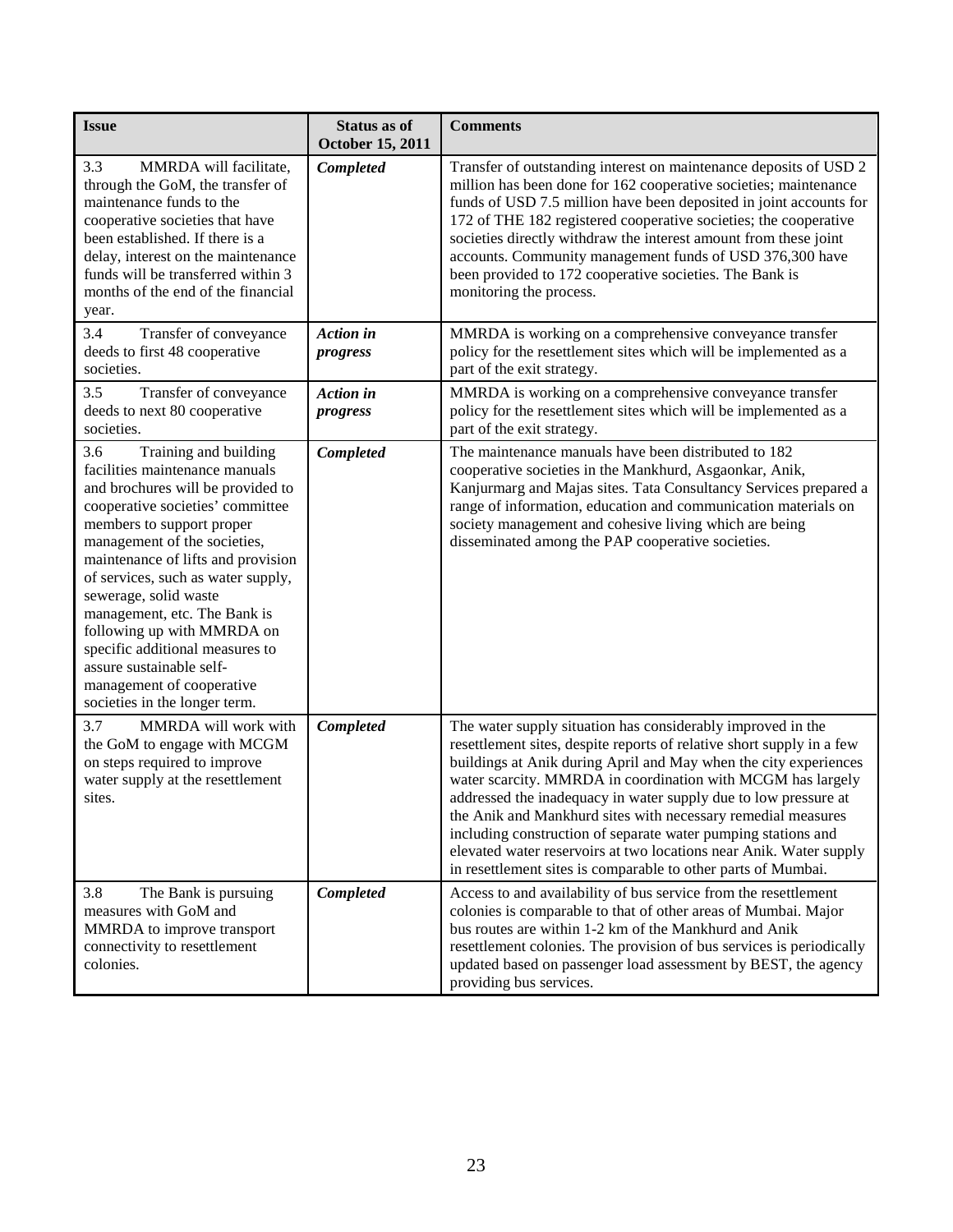| Issue | Status as of October 15, 2011 | Comments |
|---|---|---|
| 3.3 MMRDA will facilitate, through the GoM, the transfer of maintenance funds to the cooperative societies that have been established. If there is a delay, interest on the maintenance funds will be transferred within 3 months of the end of the financial year. | ***Completed*** | Transfer of outstanding interest on maintenance deposits of USD 2 million has been done for 162 cooperative societies; maintenance funds of USD 7.5 million have been deposited in joint accounts for 172 of THE 182 registered cooperative societies; the cooperative societies directly withdraw the interest amount from these joint accounts. Community management funds of USD 376,300 have been provided to 172 cooperative societies. The Bank is monitoring the process. |
| 3.4 Transfer of conveyance deeds to first 48 cooperative societies. | ***Action in progress*** | MMRDA is working on a comprehensive conveyance transfer policy for the resettlement sites which will be implemented as a part of the exit strategy. |
| 3.5 Transfer of conveyance deeds to next 80 cooperative societies. | ***Action in progress*** | MMRDA is working on a comprehensive conveyance transfer policy for the resettlement sites which will be implemented as a part of the exit strategy. |
| 3.6 Training and building facilities maintenance manuals and brochures will be provided to cooperative societies' committee members to support proper management of the societies, maintenance of lifts and provision of services, such as water supply, sewerage, solid waste management, etc. The Bank is following up with MMRDA on specific additional measures to assure sustainable self-management of cooperative societies in the longer term. | ***Completed*** | The maintenance manuals have been distributed to 182 cooperative societies in the Mankhurd, Asgaonkar, Anik, Kanjurmarg and Majas sites. Tata Consultancy Services prepared a range of information, education and communication materials on society management and cohesive living which are being disseminated among the PAP cooperative societies. |
| 3.7 MMRDA will work with the GoM to engage with MCGM on steps required to improve water supply at the resettlement sites. | ***Completed*** | The water supply situation has considerably improved in the resettlement sites, despite reports of relative short supply in a few buildings at Anik during April and May when the city experiences water scarcity. MMRDA in coordination with MCGM has largely addressed the inadequacy in water supply due to low pressure at the Anik and Mankhurd sites with necessary remedial measures including construction of separate water pumping stations and elevated water reservoirs at two locations near Anik. Water supply in resettlement sites is comparable to other parts of Mumbai. |
| 3.8 The Bank is pursuing measures with GoM and MMRDA to improve transport connectivity to resettlement colonies. | ***Completed*** | Access to and availability of bus service from the resettlement colonies is comparable to that of other areas of Mumbai. Major bus routes are within 1-2 km of the Mankhurd and Anik resettlement colonies. The provision of bus services is periodically updated based on passenger load assessment by BEST, the agency providing bus services. |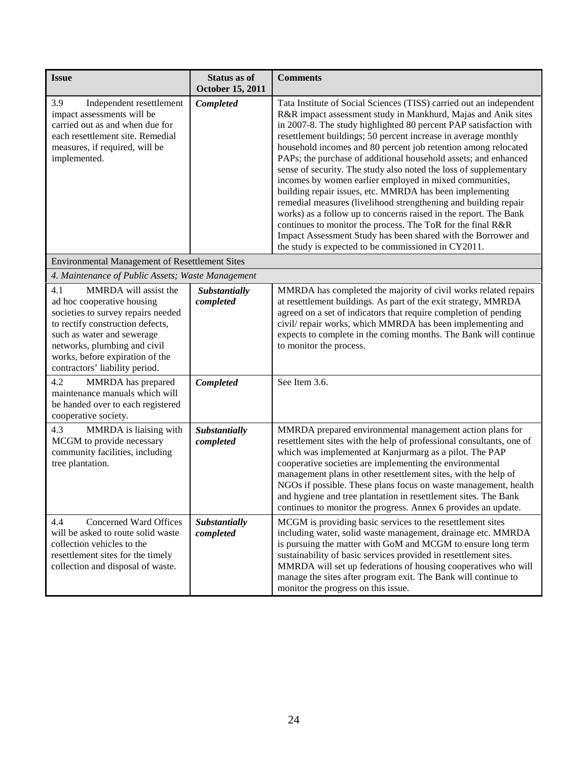| Issue | Status as of October 15, 2011 | Comments |
| --- | --- | --- |
| 3.9 Independent resettlement impact assessments will be carried out as and when due for each resettlement site. Remedial measures, if required, will be implemented. | ***Completed*** | Tata Institute of Social Sciences (TISS) carried out an independent R&R impact assessment study in Mankhurd, Majas and Anik sites in 2007-8. The study highlighted 80 percent PAP satisfaction with resettlement buildings; 50 percent increase in average monthly household incomes and 80 percent job retention among relocated PAPs; the purchase of additional household assets; and enhanced sense of security. The study also noted the loss of supplementary incomes by women earlier employed in mixed communities, building repair issues, etc. MMRDA has been implementing remedial measures (livelihood strengthening and building repair works) as a follow up to concerns raised in the report. The Bank continues to monitor the process. The ToR for the final R&R Impact Assessment Study has been shared with the Borrower and the study is expected to be commissioned in CY2011. |
| Environmental Management of Resettlement Sites | | |
| *4. Maintenance of Public Assets; Waste Management* | | |
| 4.1 MMRDA will assist the ad hoc cooperative housing societies to survey repairs needed to rectify construction defects, such as water and sewerage networks, plumbing and civil works, before expiration of the contractors' liability period. | ***Substantially completed*** | MMRDA has completed the majority of civil works related repairs at resettlement buildings. As part of the exit strategy, MMRDA agreed on a set of indicators that require completion of pending civil/ repair works, which MMRDA has been implementing and expects to complete in the coming months. The Bank will continue to monitor the process. |
| 4.2 MMRDA has prepared maintenance manuals which will be handed over to each registered cooperative society. | ***Completed*** | See Item 3.6. |
| 4.3 MMRDA is liaising with MCGM to provide necessary community facilities, including tree plantation. | ***Substantially completed*** | MMRDA prepared environmental management action plans for resettlement sites with the help of professional consultants, one of which was implemented at Kanjurmarg as a pilot. The PAP cooperative societies are implementing the environmental management plans in other resettlement sites, with the help of NGOs if possible. These plans focus on waste management, health and hygiene and tree plantation in resettlement sites. The Bank continues to monitor the progress. Annex 6 provides an update. |
| 4.4 Concerned Ward Offices will be asked to route solid waste collection vehicles to the resettlement sites for the timely collection and disposal of waste. | ***Substantially completed*** | MCGM is providing basic services to the resettlement sites including water, solid waste management, drainage etc. MMRDA is pursuing the matter with GoM and MCGM to ensure long term sustainability of basic services provided in resettlement sites. MMRDA will set up federations of housing cooperatives who will manage the sites after program exit. The Bank will continue to monitor the progress on this issue. |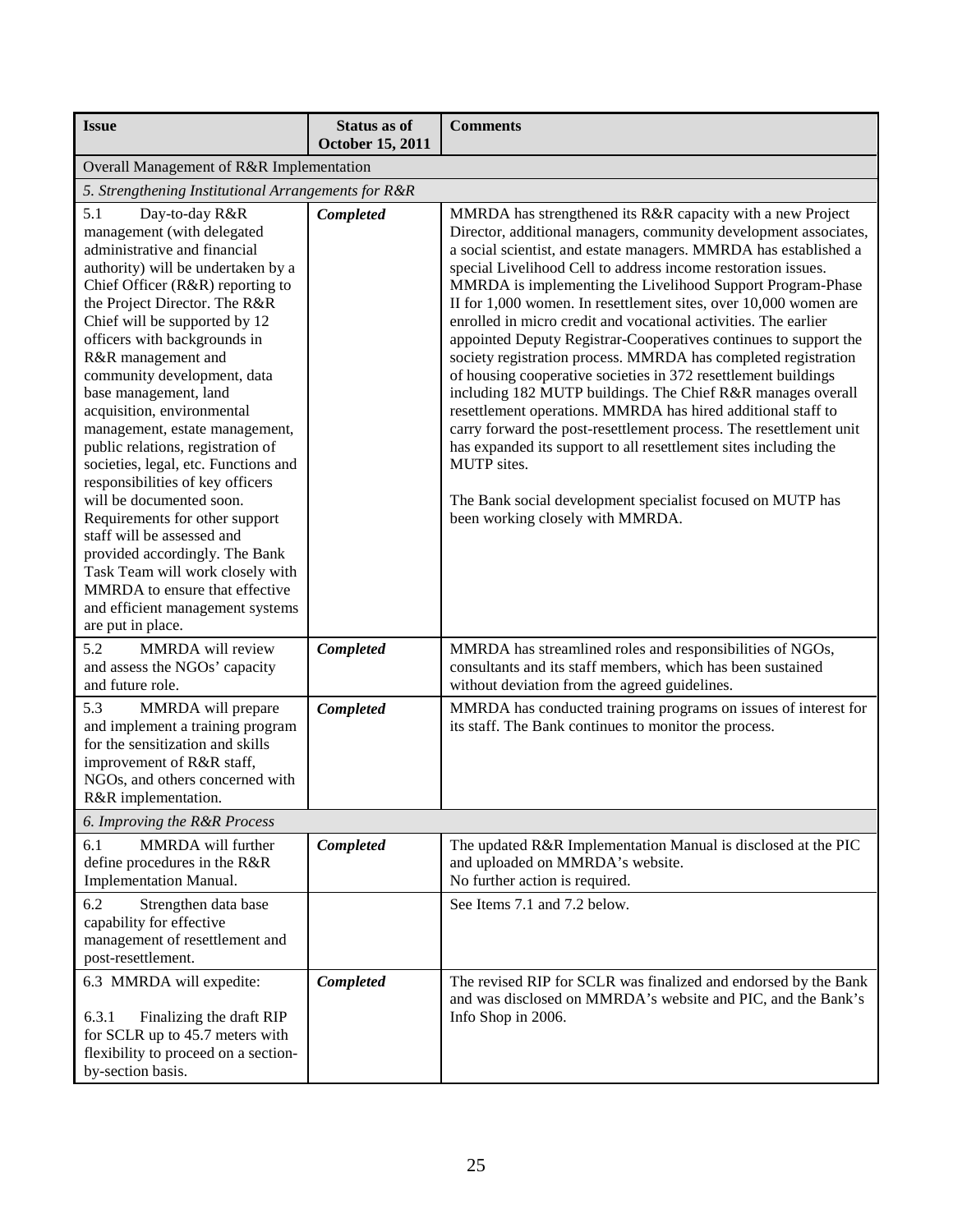| Issue | Status as of October 15, 2011 | Comments |
|---|---|---|
| Overall Management of R&R Implementation | | |
| *5. Strengthening Institutional Arrangements for R&R* | | |
| 5.1 Day-to-day R&R management (with delegated administrative and financial authority) will be undertaken by a Chief Officer (R&R) reporting to the Project Director. The R&R Chief will be supported by 12 officers with backgrounds in R&R management and community development, data base management, land acquisition, environmental management, estate management, public relations, registration of societies, legal, etc. Functions and responsibilities of key officers will be documented soon. Requirements for other support staff will be assessed and provided accordingly. The Bank Task Team will work closely with MMRDA to ensure that effective and efficient management systems are put in place. | ***Completed*** | MMRDA has strengthened its R&R capacity with a new Project Director, additional managers, community development associates, a social scientist, and estate managers. MMRDA has established a special Livelihood Cell to address income restoration issues. MMRDA is implementing the Livelihood Support Program-Phase II for 1,000 women. In resettlement sites, over 10,000 women are enrolled in micro credit and vocational activities. The earlier appointed Deputy Registrar-Cooperatives continues to support the society registration process. MMRDA has completed registration of housing cooperative societies in 372 resettlement buildings including 182 MUTP buildings. The Chief R&R manages overall resettlement operations. MMRDA has hired additional staff to carry forward the post-resettlement process. The resettlement unit has expanded its support to all resettlement sites including the MUTP sites.<br><br>The Bank social development specialist focused on MUTP has been working closely with MMRDA. |
| 5.2 MMRDA will review and assess the NGOs' capacity and future role. | ***Completed*** | MMRDA has streamlined roles and responsibilities of NGOs, consultants and its staff members, which has been sustained without deviation from the agreed guidelines. |
| 5.3 MMRDA will prepare and implement a training program for the sensitization and skills improvement of R&R staff, NGOs, and others concerned with R&R implementation. | ***Completed*** | MMRDA has conducted training programs on issues of interest for its staff. The Bank continues to monitor the process. |
| *6. Improving the R&R Process* | | |
| 6.1 MMRDA will further define procedures in the R&R Implementation Manual. | ***Completed*** | The updated R&R Implementation Manual is disclosed at the PIC and uploaded on MMRDA's website.<br>No further action is required. |
| 6.2 Strengthen data base capability for effective management of resettlement and post-resettlement. | | See Items 7.1 and 7.2 below. |
| 6.3 MMRDA will expedite:<br><br>6.3.1 Finalizing the draft RIP for SCLR up to 45.7 meters with flexibility to proceed on a section-by-section basis. | ***Completed*** | The revised RIP for SCLR was finalized and endorsed by the Bank and was disclosed on MMRDA's website and PIC, and the Bank's Info Shop in 2006. |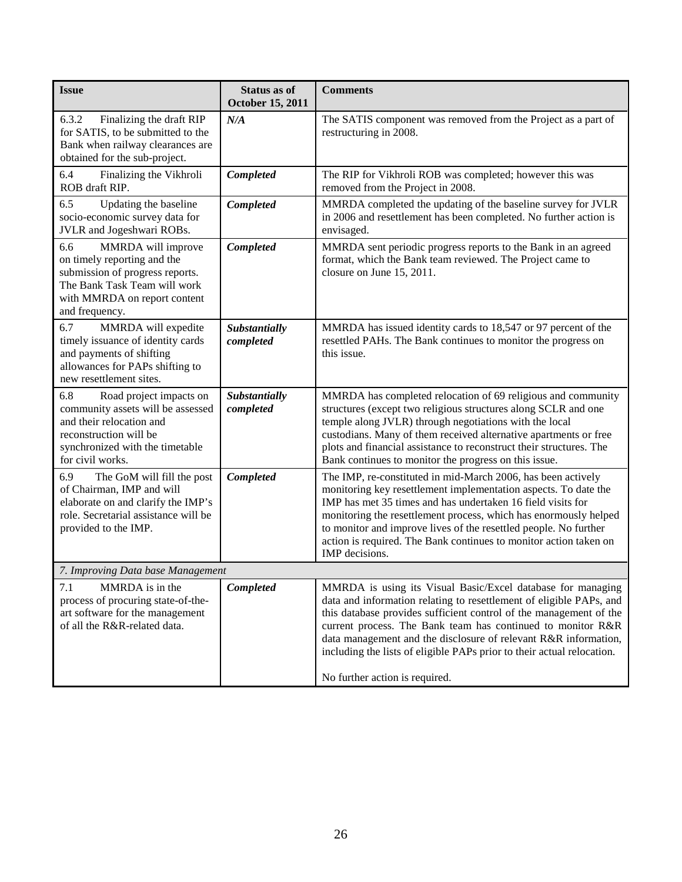| Issue | Status as of October 15, 2011 | Comments |
|---|---|---|
| 6.3.2 Finalizing the draft RIP for SATIS, to be submitted to the Bank when railway clearances are obtained for the sub-project. | ***N/A*** | The SATIS component was removed from the Project as a part of restructuring in 2008. |
| 6.4 Finalizing the Vikhroli ROB draft RIP. | ***Completed*** | The RIP for Vikhroli ROB was completed; however this was removed from the Project in 2008. |
| 6.5 Updating the baseline socio-economic survey data for JVLR and Jogeshwari ROBs. | ***Completed*** | MMRDA completed the updating of the baseline survey for JVLR in 2006 and resettlement has been completed. No further action is envisaged. |
| 6.6 MMRDA will improve on timely reporting and the submission of progress reports. The Bank Task Team will work with MMRDA on report content and frequency. | ***Completed*** | MMRDA sent periodic progress reports to the Bank in an agreed format, which the Bank team reviewed. The Project came to closure on June 15, 2011. |
| 6.7 MMRDA will expedite timely issuance of identity cards and payments of shifting allowances for PAPs shifting to new resettlement sites. | ***Substantially completed*** | MMRDA has issued identity cards to 18,547 or 97 percent of the resettled PAHs. The Bank continues to monitor the progress on this issue. |
| 6.8 Road project impacts on community assets will be assessed and their relocation and reconstruction will be synchronized with the timetable for civil works. | ***Substantially completed*** | MMRDA has completed relocation of 69 religious and community structures (except two religious structures along SCLR and one temple along JVLR) through negotiations with the local custodians. Many of them received alternative apartments or free plots and financial assistance to reconstruct their structures. The Bank continues to monitor the progress on this issue. |
| 6.9 The GoM will fill the post of Chairman, IMP and will elaborate on and clarify the IMP's role. Secretarial assistance will be provided to the IMP. | ***Completed*** | The IMP, re-constituted in mid-March 2006, has been actively monitoring key resettlement implementation aspects. To date the IMP has met 35 times and has undertaken 16 field visits for monitoring the resettlement process, which has enormously helped to monitor and improve lives of the resettled people. No further action is required. The Bank continues to monitor action taken on IMP decisions. |
| *7. Improving Data base Management* | | |
| 7.1 MMRDA is in the process of procuring state-of-the-art software for the management of all the R&R-related data. | ***Completed*** | MMRDA is using its Visual Basic/Excel database for managing data and information relating to resettlement of eligible PAPs, and this database provides sufficient control of the management of the current process. The Bank team has continued to monitor R&R data management and the disclosure of relevant R&R information, including the lists of eligible PAPs prior to their actual relocation. No further action is required. |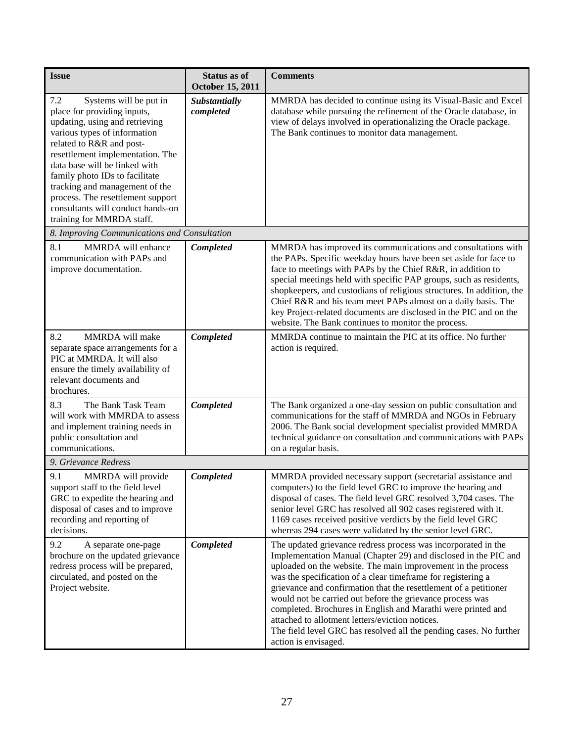| Issue | Status as of October 15, 2011 | Comments |
|---|---|---|
| 7.2 Systems will be put in place for providing inputs, updating, using and retrieving various types of information related to R&R and post-resettlement implementation. The data base will be linked with family photo IDs to facilitate tracking and management of the process. The resettlement support consultants will conduct hands-on training for MMRDA staff. | ***Substantially completed*** | MMRDA has decided to continue using its Visual-Basic and Excel database while pursuing the refinement of the Oracle database, in view of delays involved in operationalizing the Oracle package. The Bank continues to monitor data management. |
| *8. Improving Communications and Consultation* | | |
| 8.1 MMRDA will enhance communication with PAPs and improve documentation. | ***Completed*** | MMRDA has improved its communications and consultations with the PAPs. Specific weekday hours have been set aside for face to face to meetings with PAPs by the Chief R&R, in addition to special meetings held with specific PAP groups, such as residents, shopkeepers, and custodians of religious structures. In addition, the Chief R&R and his team meet PAPs almost on a daily basis. The key Project-related documents are disclosed in the PIC and on the website. The Bank continues to monitor the process. |
| 8.2 MMRDA will make separate space arrangements for a PIC at MMRDA. It will also ensure the timely availability of relevant documents and brochures. | ***Completed*** | MMRDA continue to maintain the PIC at its office. No further action is required. |
| 8.3 The Bank Task Team will work with MMRDA to assess and implement training needs in public consultation and communications. | ***Completed*** | The Bank organized a one-day session on public consultation and communications for the staff of MMRDA and NGOs in February 2006. The Bank social development specialist provided MMRDA technical guidance on consultation and communications with PAPs on a regular basis. |
| *9. Grievance Redress* | | |
| 9.1 MMRDA will provide support staff to the field level GRC to expedite the hearing and disposal of cases and to improve recording and reporting of decisions. | ***Completed*** | MMRDA provided necessary support (secretarial assistance and computers) to the field level GRC to improve the hearing and disposal of cases. The field level GRC resolved 3,704 cases. The senior level GRC has resolved all 902 cases registered with it. 1169 cases received positive verdicts by the field level GRC whereas 294 cases were validated by the senior level GRC. |
| 9.2 A separate one-page brochure on the updated grievance redress process will be prepared, circulated, and posted on the Project website. | ***Completed*** | The updated grievance redress process was incorporated in the Implementation Manual (Chapter 29) and disclosed in the PIC and uploaded on the website. The main improvement in the process was the specification of a clear timeframe for registering a grievance and confirmation that the resettlement of a petitioner would not be carried out before the grievance process was completed. Brochures in English and Marathi were printed and attached to allotment letters/eviction notices. The field level GRC has resolved all the pending cases. No further action is envisaged. |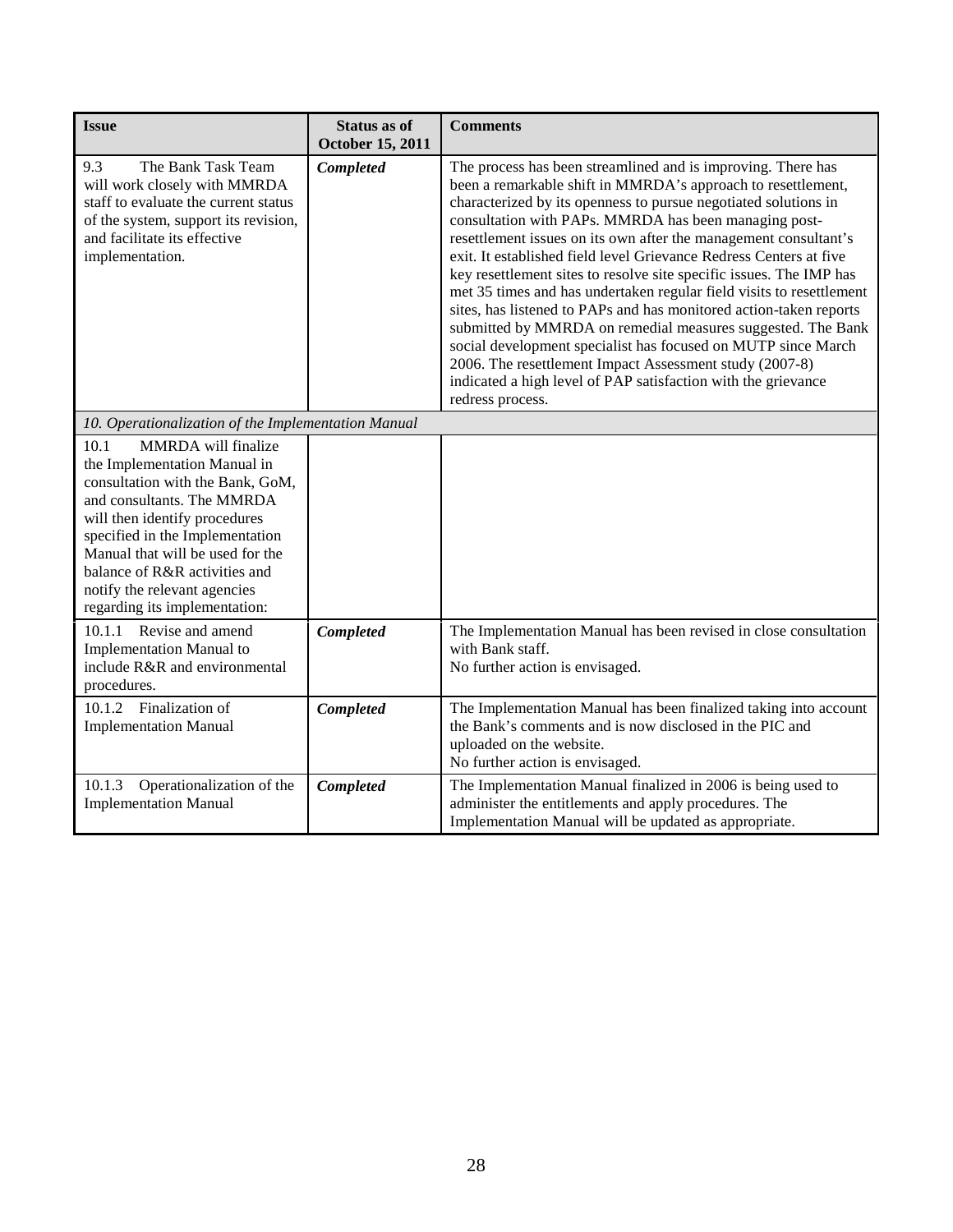| Issue | Status as of October 15, 2011 | Comments |
|---|---|---|
| 9.3 The Bank Task Team will work closely with MMRDA staff to evaluate the current status of the system, support its revision, and facilitate its effective implementation. | ***Completed*** | The process has been streamlined and is improving. There has been a remarkable shift in MMRDA's approach to resettlement, characterized by its openness to pursue negotiated solutions in consultation with PAPs. MMRDA has been managing post-resettlement issues on its own after the management consultant's exit. It established field level Grievance Redress Centers at five key resettlement sites to resolve site specific issues. The IMP has met 35 times and has undertaken regular field visits to resettlement sites, has listened to PAPs and has monitored action-taken reports submitted by MMRDA on remedial measures suggested. The Bank social development specialist has focused on MUTP since March 2006. The resettlement Impact Assessment study (2007-8) indicated a high level of PAP satisfaction with the grievance redress process. |
| *10. Operationalization of the Implementation Manual* | | |
| 10.1 MMRDA will finalize the Implementation Manual in consultation with the Bank, GoM, and consultants. The MMRDA will then identify procedures specified in the Implementation Manual that will be used for the balance of R&R activities and notify the relevant agencies regarding its implementation: | | |
| 10.1.1 Revise and amend Implementation Manual to include R&R and environmental procedures. | ***Completed*** | The Implementation Manual has been revised in close consultation with Bank staff.<br>No further action is envisaged. |
| 10.1.2 Finalization of Implementation Manual | ***Completed*** | The Implementation Manual has been finalized taking into account the Bank's comments and is now disclosed in the PIC and uploaded on the website.<br>No further action is envisaged. |
| 10.1.3 Operationalization of the Implementation Manual | ***Completed*** | The Implementation Manual finalized in 2006 is being used to administer the entitlements and apply procedures. The Implementation Manual will be updated as appropriate. |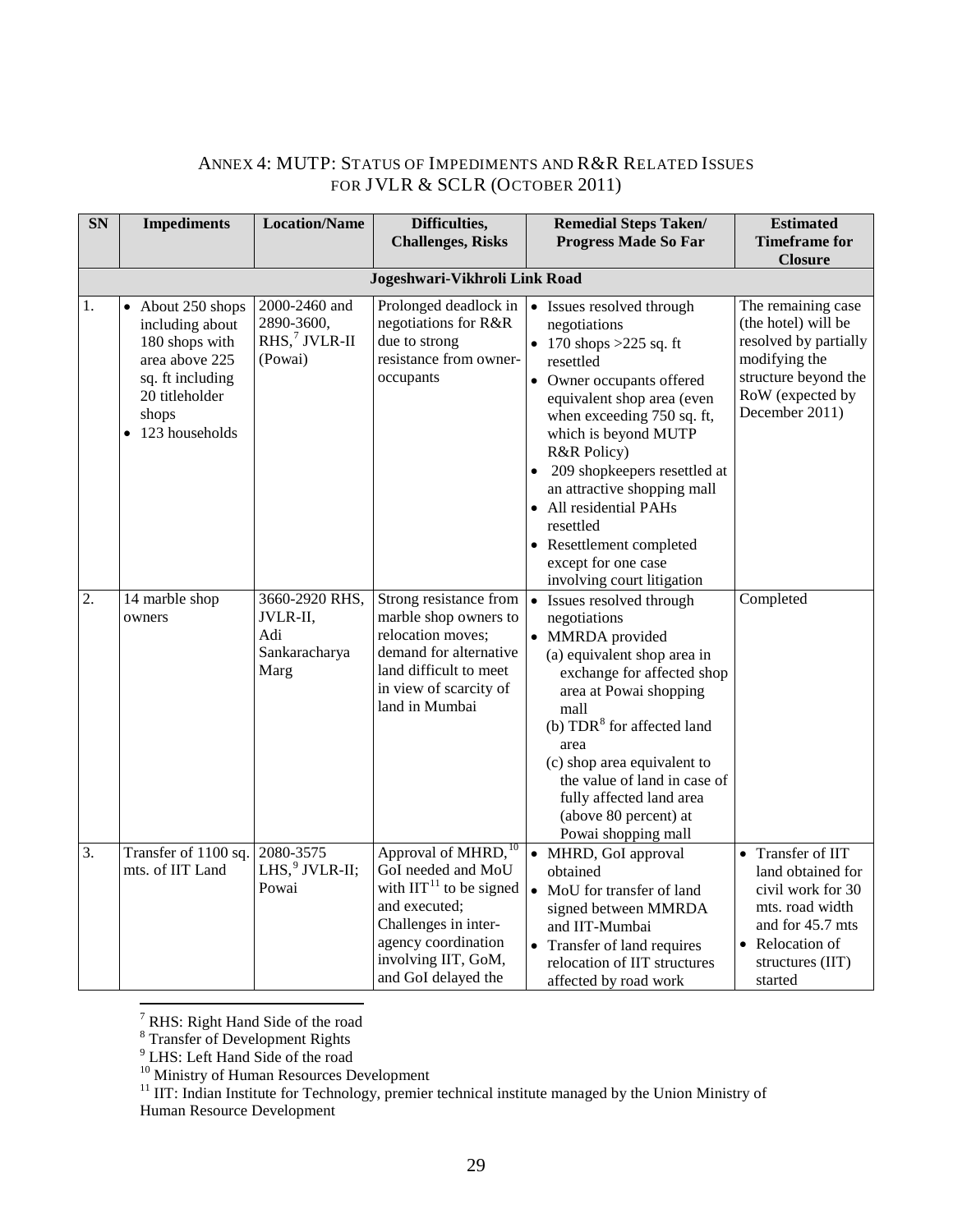## ANNEX 4: MUTP: STATUS OF IMPEDIMENTS AND R&R RELATED ISSUES FOR JVLR & SCLR (OCTOBER 2011)

| SN | Impediments | Location/Name | Difficulties, Challenges, Risks | Remedial Steps Taken/ Progress Made So Far | Estimated Timeframe for Closure |
|---|---|---|---|---|---|
| | | | **Jogeshwari-Vikhroli Link Road** | | |
| 1. | • About 250 shops including about 180 shops with area above 225 sq. ft including 20 titleholder shops<br>• 123 households | 2000-2460 and 2890-3600, RHS,[7] JVLR-II (Powai) | Prolonged deadlock in negotiations for R&R due to strong resistance from owner-occupants | • Issues resolved through negotiations<br>• 170 shops >225 sq. ft resettled<br>• Owner occupants offered equivalent shop area (even when exceeding 750 sq. ft, which is beyond MUTP R&R Policy)<br>• 209 shopkeepers resettled at an attractive shopping mall<br>• All residential PAHs resettled<br>• Resettlement completed except for one case involving court litigation | The remaining case (the hotel) will be resolved by partially modifying the structure beyond the RoW (expected by December 2011) |
| 2. | 14 marble shop owners | 3660-2920 RHS, JVLR-II, Adi Sankaracharya Marg | Strong resistance from marble shop owners to relocation moves; demand for alternative land difficult to meet in view of scarcity of land in Mumbai | • Issues resolved through negotiations<br>• MMRDA provided<br>(a) equivalent shop area in exchange for affected shop area at Powai shopping mall<br>(b) TDR[8] for affected land area<br>(c) shop area equivalent to the value of land in case of fully affected land area (above 80 percent) at Powai shopping mall | Completed |
| 3. | Transfer of 1100 sq. mts. of IIT Land | 2080-3575 LHS,[9] JVLR-II; Powai | Approval of MHRD,[10] GoI needed and MoU with IIT[11] to be signed and executed; Challenges in inter-agency coordination involving IIT, GoM, and GoI delayed the | • MHRD, GoI approval obtained<br>• MoU for transfer of land signed between MMRDA and IIT-Mumbai<br>• Transfer of land requires relocation of IIT structures affected by road work | • Transfer of IIT land obtained for civil work for 30 mts. road width and for 45.7 mts<br>• Relocation of structures (IIT) started |

[7] RHS: Right Hand Side of the road
[8] Transfer of Development Rights
[9] LHS: Left Hand Side of the road
[10] Ministry of Human Resources Development
[11] IIT: Indian Institute for Technology, premier technical institute managed by the Union Ministry of Human Resource Development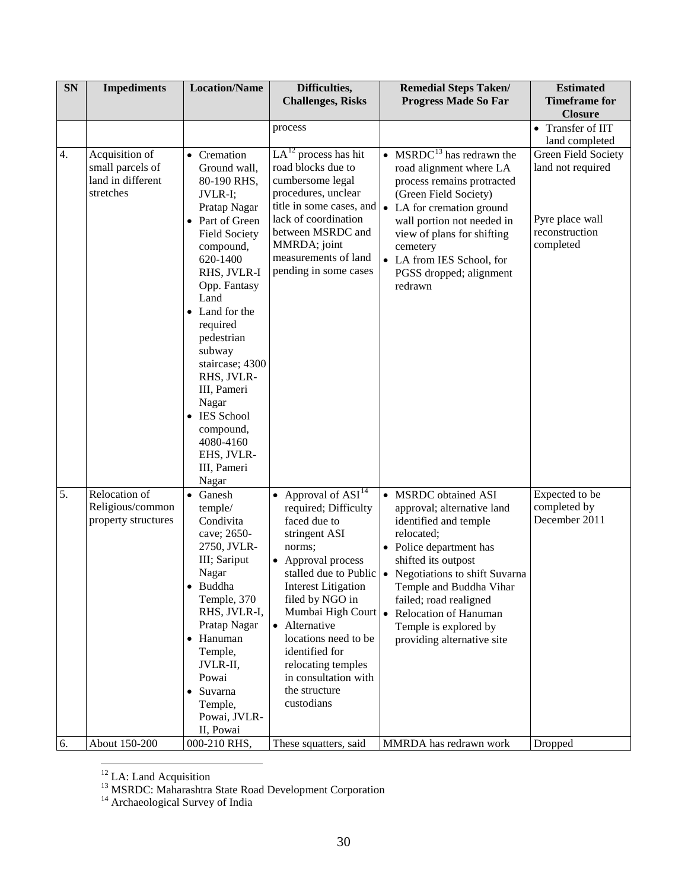| SN | Impediments | Location/Name | Difficulties, Challenges, Risks | Remedial Steps Taken/ Progress Made So Far | Estimated Timeframe for Closure |
|---|---|---|---|---|---|
| | | | process | | • Transfer of IIT land completed |
| 4. | Acquisition of small parcels of land in different stretches | • Cremation Ground wall, 80-190 RHS, JVLR-I; Pratap Nagar<br>• Part of Green Field Society compound, 620-1400 RHS, JVLR-I Opp. Fantasy Land<br>• Land for the required pedestrian subway staircase; 4300 RHS, JVLR-III, Pameri Nagar<br>• IES School compound, 4080-4160 EHS, JVLR-III, Pameri Nagar | LA[12] process has hit road blocks due to cumbersome legal procedures, unclear title in some cases, and lack of coordination between MSRDC and MMRDA; joint measurements of land pending in some cases | • MSRDC[13] has redrawn the road alignment where LA process remains protracted (Green Field Society)<br>• LA for cremation ground wall portion not needed in view of plans for shifting cemetery<br>• LA from IES School, for PGSS dropped; alignment redrawn | Green Field Society land not required<br><br>Pyre place wall reconstruction completed |
| 5. | Relocation of Religious/common property structures | • Ganesh temple/ Condivita cave; 2650-2750, JVLR-III; Sariput Nagar<br>• Buddha Temple, 370 RHS, JVLR-I, Pratap Nagar<br>• Hanuman Temple, JVLR-II, Powai<br>• Suvarna Temple, Powai, JVLR-II, Powai | • Approval of ASI[14] required; Difficulty faced due to stringent ASI norms;<br>• Approval process stalled due to Public Interest Litigation filed by NGO in Mumbai High Court<br>• Alternative locations need to be identified for relocating temples in consultation with the structure custodians | • MSRDC obtained ASI approval; alternative land identified and temple relocated;<br>• Police department has shifted its outpost<br>• Negotiations to shift Suvarna Temple and Buddha Vihar failed; road realigned<br>• Relocation of Hanuman Temple is explored by providing alternative site | Expected to be completed by December 2011 |
| 6. | About 150-200 | 000-210 RHS, | These squatters, said | MMRDA has redrawn work | Dropped |

[12] LA: Land Acquisition

[13] MSRDC: Maharashtra State Road Development Corporation

[14] Archaeological Survey of India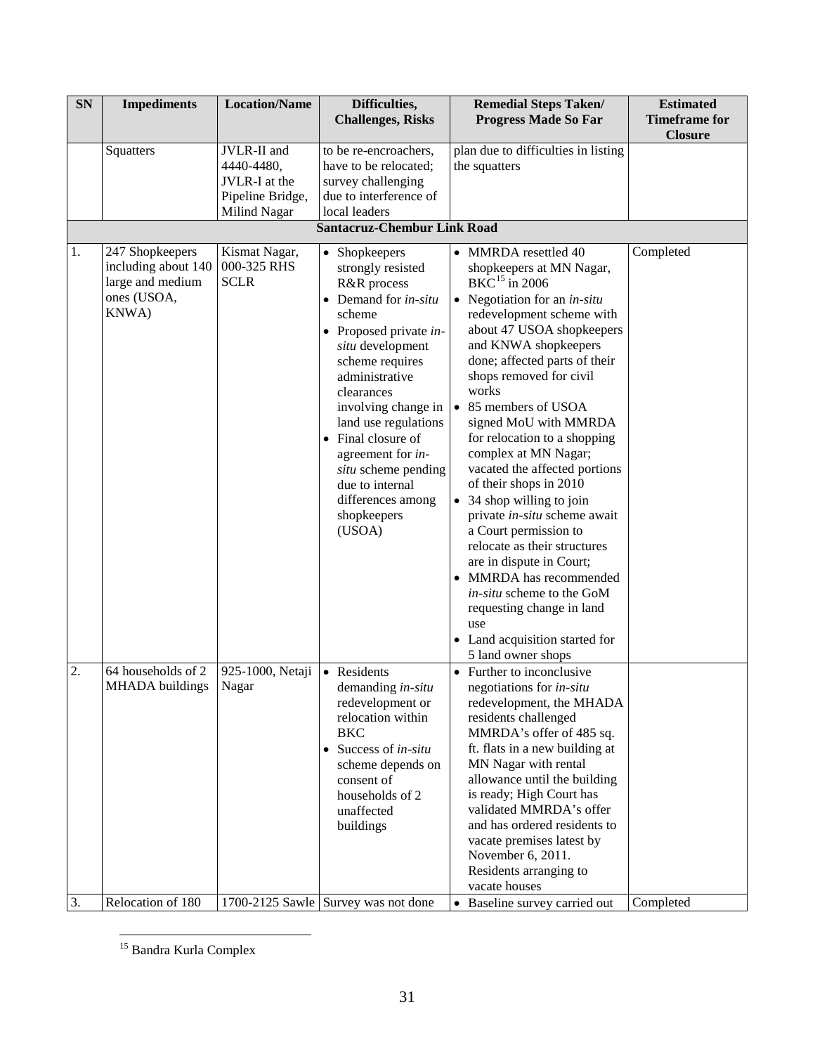| SN | Impediments | Location/Name | Difficulties, Challenges, Risks | Remedial Steps Taken/ Progress Made So Far | Estimated Timeframe for Closure |
|---|---|---|---|---|---|
| | Squatters | JVLR-II and 4440-4480, JVLR-I at the Pipeline Bridge, Milind Nagar | to be re-encroachers, have to be relocated; survey challenging due to interference of local leaders | plan due to difficulties in listing the squatters | |
| | | | **Santacruz-Chembur Link Road** | | |
| 1. | 247 Shopkeepers including about 140 large and medium ones (USOA, KNWA) | Kismat Nagar, 000-325 RHS SCLR | • Shopkeepers strongly resisted R&R process<br>• Demand for *in-situ* scheme<br>• Proposed private *in-situ* development scheme requires administrative clearances involving change in land use regulations<br>• Final closure of agreement for *in-situ* scheme pending due to internal differences among shopkeepers (USOA) | • MMRDA resettled 40 shopkeepers at MN Nagar, BKC[15] in 2006<br>• Negotiation for an *in-situ* redevelopment scheme with about 47 USOA shopkeepers and KNWA shopkeepers done; affected parts of their shops removed for civil works<br>• 85 members of USOA signed MoU with MMRDA for relocation to a shopping complex at MN Nagar; vacated the affected portions of their shops in 2010<br>• 34 shop willing to join private *in-situ* scheme await a Court permission to relocate as their structures are in dispute in Court;<br>• MMRDA has recommended *in-situ* scheme to the GoM requesting change in land use<br>• Land acquisition started for 5 land owner shops | Completed |
| 2. | 64 households of 2 MHADA buildings | 925-1000, Netaji Nagar | • Residents demanding *in-situ* redevelopment or relocation within BKC<br>• Success of *in-situ* scheme depends on consent of households of 2 unaffected buildings | • Further to inconclusive negotiations for *in-situ* redevelopment, the MHADA residents challenged MMRDA's offer of 485 sq. ft. flats in a new building at MN Nagar with rental allowance until the building is ready; High Court has validated MMRDA's offer and has ordered residents to vacate premises latest by November 6, 2011. Residents arranging to vacate houses | |
| 3. | Relocation of 180 | 1700-2125 Sawle | Survey was not done | • Baseline survey carried out | Completed |

[15] Bandra Kurla Complex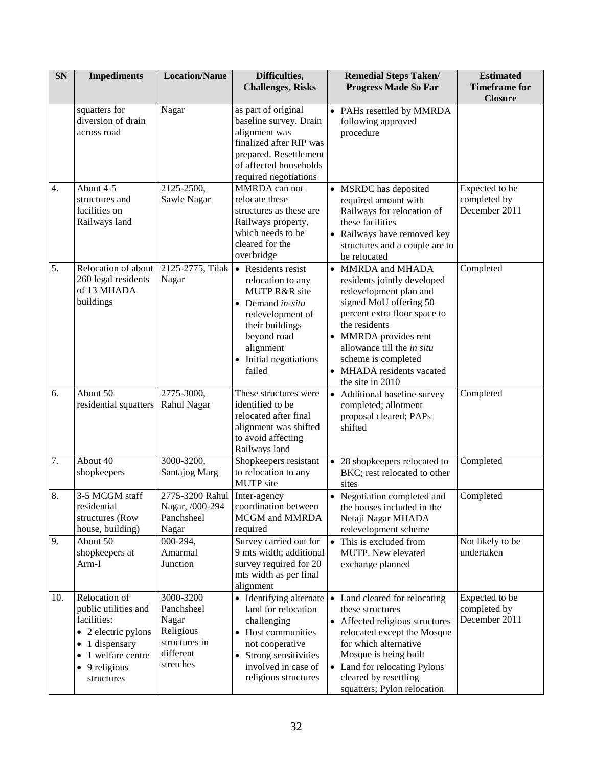| SN | Impediments | Location/Name | Difficulties, Challenges, Risks | Remedial Steps Taken/ Progress Made So Far | Estimated Timeframe for Closure |
|---|---|---|---|---|---|
| | squatters for diversion of drain across road | Nagar | as part of original baseline survey. Drain alignment was finalized after RIP was prepared. Resettlement of affected households required negotiations | • PAHs resettled by MMRDA following approved procedure | |
| 4. | About 4-5 structures and facilities on Railways land | 2125-2500, Sawle Nagar | MMRDA can not relocate these structures as these are Railways property, which needs to be cleared for the overbridge | • MSRDC has deposited required amount with Railways for relocation of these facilities<br>• Railways have removed key structures and a couple are to be relocated | Expected to be completed by December 2011 |
| 5. | Relocation of about 260 legal residents of 13 MHADA buildings | 2125-2775, Tilak Nagar | • Residents resist relocation to any MUTP R&R site<br>• Demand *in-situ* redevelopment of their buildings beyond road alignment<br>• Initial negotiations failed | • MMRDA and MHADA residents jointly developed redevelopment plan and signed MoU offering 50 percent extra floor space to the residents<br>• MMRDA provides rent allowance till the *in situ* scheme is completed<br>• MHADA residents vacated the site in 2010 | Completed |
| 6. | About 50 residential squatters | 2775-3000, Rahul Nagar | These structures were identified to be relocated after final alignment was shifted to avoid affecting Railways land | • Additional baseline survey completed; allotment proposal cleared; PAPs shifted | Completed |
| 7. | About 40 shopkeepers | 3000-3200, Santajog Marg | Shopkeepers resistant to relocation to any MUTP site | • 28 shopkeepers relocated to BKC; rest relocated to other sites | Completed |
| 8. | 3-5 MCGM staff residential structures (Row house, building) | 2775-3200 Rahul Nagar, /000-294 Panchsheel Nagar | Inter-agency coordination between MCGM and MMRDA required | • Negotiation completed and the houses included in the Netaji Nagar MHADA redevelopment scheme | Completed |
| 9. | About 50 shopkeepers at Arm-I | 000-294, Amarmal Junction | Survey carried out for 9 mts width; additional survey required for 20 mts width as per final alignment | • This is excluded from MUTP. New elevated exchange planned | Not likely to be undertaken |
| 10. | Relocation of public utilities and facilities:<br>• 2 electric pylons<br>• 1 dispensary<br>• 1 welfare centre<br>• 9 religious structures | 3000-3200 Panchsheel Nagar Religious structures in different stretches | • Identifying alternate land for relocation challenging<br>• Host communities not cooperative<br>• Strong sensitivities involved in case of religious structures | • Land cleared for relocating these structures<br>• Affected religious structures relocated except the Mosque for which alternative Mosque is being built<br>• Land for relocating Pylons cleared by resettling squatters; Pylon relocation | Expected to be completed by December 2011 |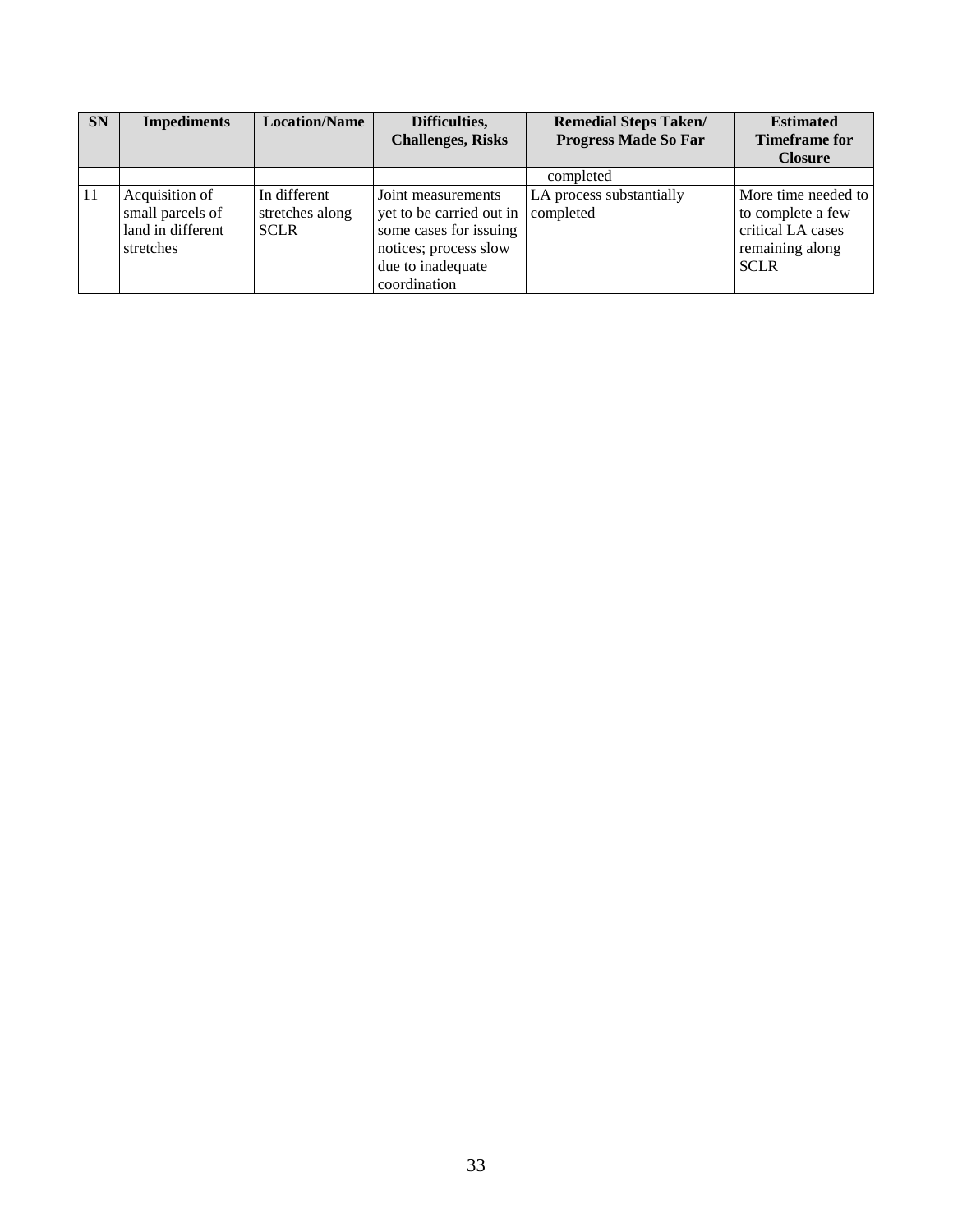| SN | Impediments | Location/Name | Difficulties, Challenges, Risks | Remedial Steps Taken/ Progress Made So Far | Estimated Timeframe for Closure |
|---|---|---|---|---|---|
| | | | | completed | |
| 11 | Acquisition of small parcels of land in different stretches | In different stretches along SCLR | Joint measurements yet to be carried out in some cases for issuing notices; process slow due to inadequate coordination | LA process substantially completed | More time needed to to complete a few critical LA cases remaining along SCLR |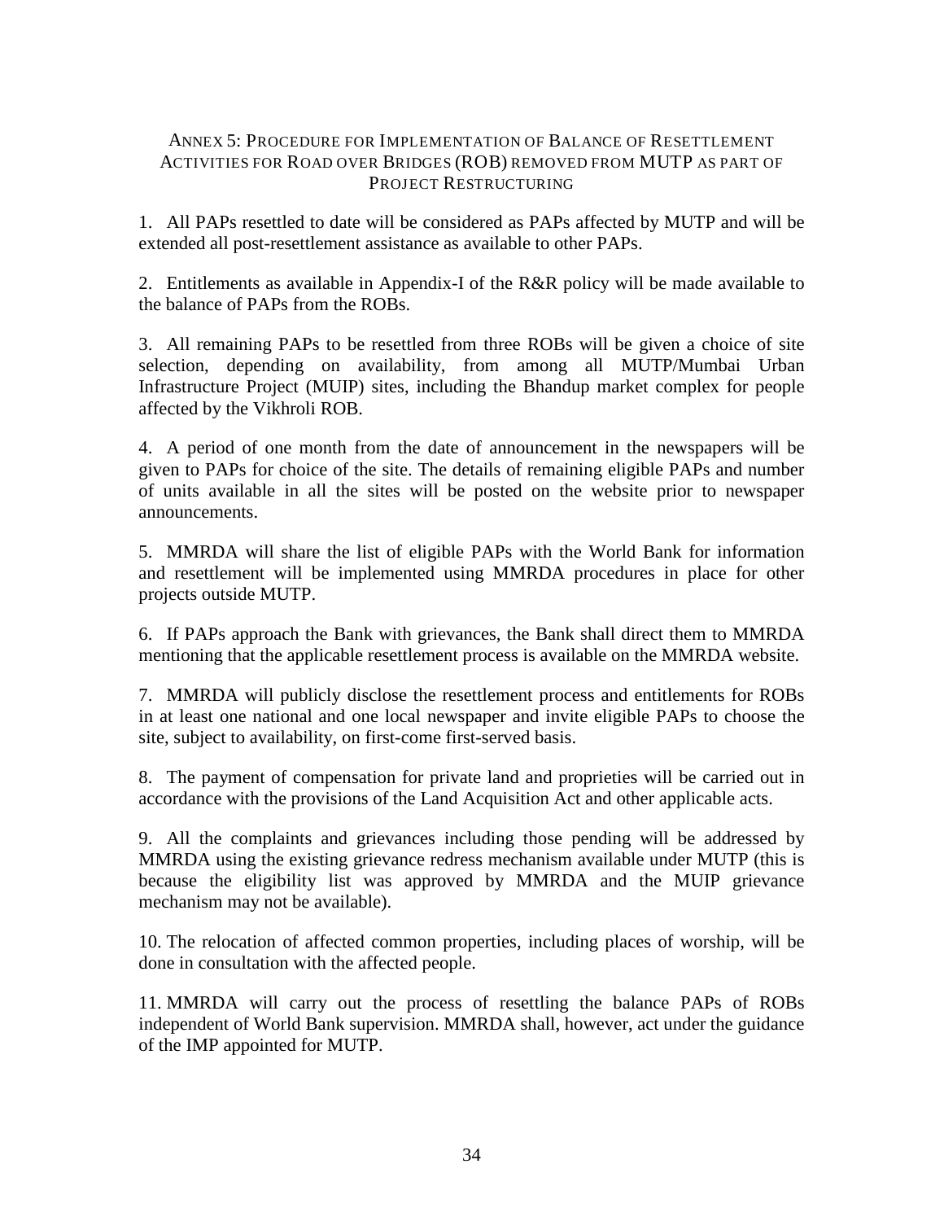## ANNEX 5: PROCEDURE FOR IMPLEMENTATION OF BALANCE OF RESETTLEMENT ACTIVITIES FOR ROAD OVER BRIDGES (ROB) REMOVED FROM MUTP AS PART OF PROJECT RESTRUCTURING

1. All PAPs resettled to date will be considered as PAPs affected by MUTP and will be extended all post-resettlement assistance as available to other PAPs.

2. Entitlements as available in Appendix-I of the R&R policy will be made available to the balance of PAPs from the ROBs.

3. All remaining PAPs to be resettled from three ROBs will be given a choice of site selection, depending on availability, from among all MUTP/Mumbai Urban Infrastructure Project (MUIP) sites, including the Bhandup market complex for people affected by the Vikhroli ROB.

4. A period of one month from the date of announcement in the newspapers will be given to PAPs for choice of the site. The details of remaining eligible PAPs and number of units available in all the sites will be posted on the website prior to newspaper announcements.

5. MMRDA will share the list of eligible PAPs with the World Bank for information and resettlement will be implemented using MMRDA procedures in place for other projects outside MUTP.

6. If PAPs approach the Bank with grievances, the Bank shall direct them to MMRDA mentioning that the applicable resettlement process is available on the MMRDA website.

7. MMRDA will publicly disclose the resettlement process and entitlements for ROBs in at least one national and one local newspaper and invite eligible PAPs to choose the site, subject to availability, on first-come first-served basis.

8. The payment of compensation for private land and proprieties will be carried out in accordance with the provisions of the Land Acquisition Act and other applicable acts.

9. All the complaints and grievances including those pending will be addressed by MMRDA using the existing grievance redress mechanism available under MUTP (this is because the eligibility list was approved by MMRDA and the MUIP grievance mechanism may not be available).

10. The relocation of affected common properties, including places of worship, will be done in consultation with the affected people.

11. MMRDA will carry out the process of resettling the balance PAPs of ROBs independent of World Bank supervision. MMRDA shall, however, act under the guidance of the IMP appointed for MUTP.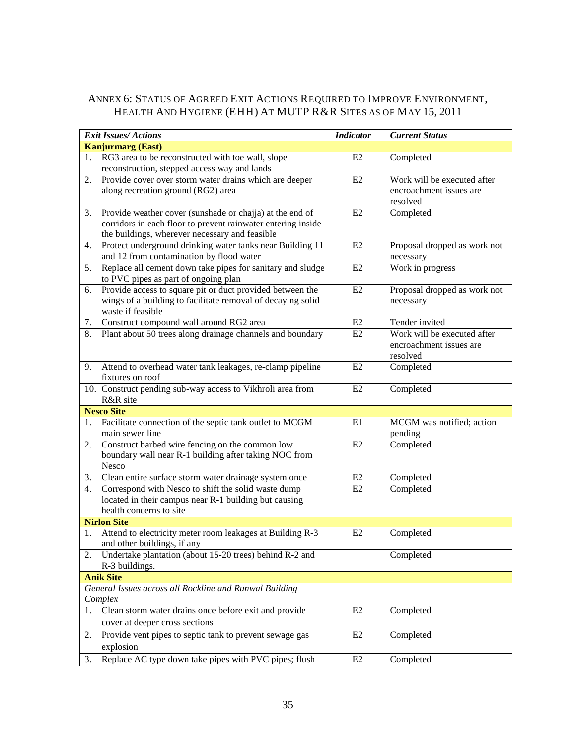## ANNEX 6: STATUS OF AGREED EXIT ACTIONS REQUIRED TO IMPROVE ENVIRONMENT, HEALTH AND HYGIENE (EHH) AT MUTP R&R SITES AS OF MAY 15, 2011

| *Exit Issues/ Actions* | *Indicator* | *Current Status* |
|---|---|---|
| **Kanjurmarg (East)** | | |
| 1. RG3 area to be reconstructed with toe wall, slope reconstruction, stepped access way and lands | E2 | Completed |
| 2. Provide cover over storm water drains which are deeper along recreation ground (RG2) area | E2 | Work will be executed after encroachment issues are resolved |
| 3. Provide weather cover (sunshade or chajja) at the end of corridors in each floor to prevent rainwater entering inside the buildings, wherever necessary and feasible | E2 | Completed |
| 4. Protect underground drinking water tanks near Building 11 and 12 from contamination by flood water | E2 | Proposal dropped as work not necessary |
| 5. Replace all cement down take pipes for sanitary and sludge to PVC pipes as part of ongoing plan | E2 | Work in progress |
| 6. Provide access to square pit or duct provided between the wings of a building to facilitate removal of decaying solid waste if feasible | E2 | Proposal dropped as work not necessary |
| 7. Construct compound wall around RG2 area | E2 | Tender invited |
| 8. Plant about 50 trees along drainage channels and boundary | E2 | Work will be executed after encroachment issues are resolved |
| 9. Attend to overhead water tank leakages, re-clamp pipeline fixtures on roof | E2 | Completed |
| 10. Construct pending sub-way access to Vikhroli area from R&R site | E2 | Completed |
| **Nesco Site** | | |
| 1. Facilitate connection of the septic tank outlet to MCGM main sewer line | E1 | MCGM was notified; action pending |
| 2. Construct barbed wire fencing on the common low boundary wall near R-1 building after taking NOC from Nesco | E2 | Completed |
| 3. Clean entire surface storm water drainage system once | E2 | Completed |
| 4. Correspond with Nesco to shift the solid waste dump located in their campus near R-1 building but causing health concerns to site | E2 | Completed |
| **Nirlon Site** | | |
| 1. Attend to electricity meter room leakages at Building R-3 and other buildings, if any | E2 | Completed |
| 2. Undertake plantation (about 15-20 trees) behind R-2 and R-3 buildings. | | Completed |
| **Anik Site** | | |
| *General Issues across all Rockline and Runwal Building Complex* | | |
| 1. Clean storm water drains once before exit and provide cover at deeper cross sections | E2 | Completed |
| 2. Provide vent pipes to septic tank to prevent sewage gas explosion | E2 | Completed |
| 3. Replace AC type down take pipes with PVC pipes; flush | E2 | Completed |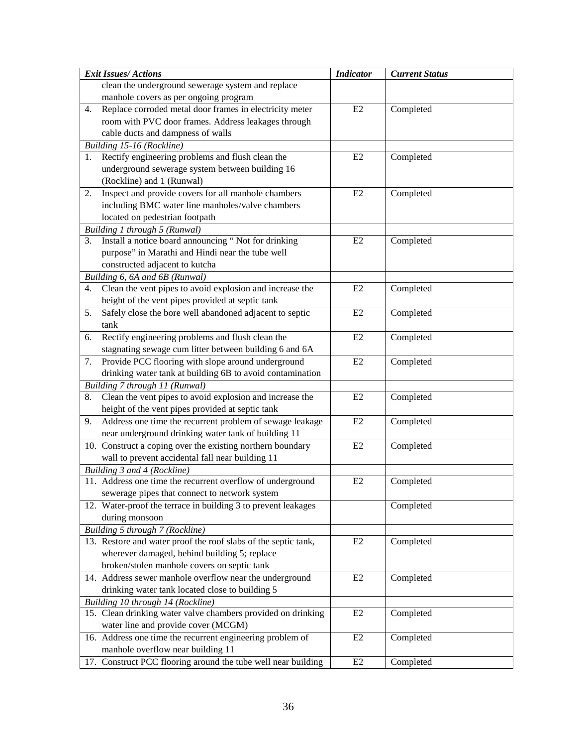| *Exit Issues/ Actions* | *Indicator* | *Current Status* |
|---|---|---|
| clean the underground sewerage system and replace manhole covers as per ongoing program | | |
| 4. Replace corroded metal door frames in electricity meter room with PVC door frames. Address leakages through cable ducts and dampness of walls | E2 | Completed |
| *Building 15-16 (Rockline)* | | |
| 1. Rectify engineering problems and flush clean the underground sewerage system between building 16 (Rockline) and 1 (Runwal) | E2 | Completed |
| 2. Inspect and provide covers for all manhole chambers including BMC water line manholes/valve chambers located on pedestrian footpath | E2 | Completed |
| *Building 1 through 5 (Runwal)* | | |
| 3. Install a notice board announcing " Not for drinking purpose" in Marathi and Hindi near the tube well constructed adjacent to kutcha | E2 | Completed |
| *Building 6, 6A and 6B (Runwal)* | | |
| 4. Clean the vent pipes to avoid explosion and increase the height of the vent pipes provided at septic tank | E2 | Completed |
| 5. Safely close the bore well abandoned adjacent to septic tank | E2 | Completed |
| 6. Rectify engineering problems and flush clean the stagnating sewage cum litter between building 6 and 6A | E2 | Completed |
| 7. Provide PCC flooring with slope around underground drinking water tank at building 6B to avoid contamination | E2 | Completed |
| *Building 7 through 11 (Runwal)* | | |
| 8. Clean the vent pipes to avoid explosion and increase the height of the vent pipes provided at septic tank | E2 | Completed |
| 9. Address one time the recurrent problem of sewage leakage near underground drinking water tank of building 11 | E2 | Completed |
| 10. Construct a coping over the existing northern boundary wall to prevent accidental fall near building 11 | E2 | Completed |
| *Building 3 and 4 (Rockline)* | | |
| 11. Address one time the recurrent overflow of underground sewerage pipes that connect to network system | E2 | Completed |
| 12. Water-proof the terrace in building 3 to prevent leakages during monsoon | | Completed |
| *Building 5 through 7 (Rockline)* | | |
| 13. Restore and water proof the roof slabs of the septic tank, wherever damaged, behind building 5; replace broken/stolen manhole covers on septic tank | E2 | Completed |
| 14. Address sewer manhole overflow near the underground drinking water tank located close to building 5 | E2 | Completed |
| *Building 10 through 14 (Rockline)* | | |
| 15. Clean drinking water valve chambers provided on drinking water line and provide cover (MCGM) | E2 | Completed |
| 16. Address one time the recurrent engineering problem of manhole overflow near building 11 | E2 | Completed |
| 17. Construct PCC flooring around the tube well near building | E2 | Completed |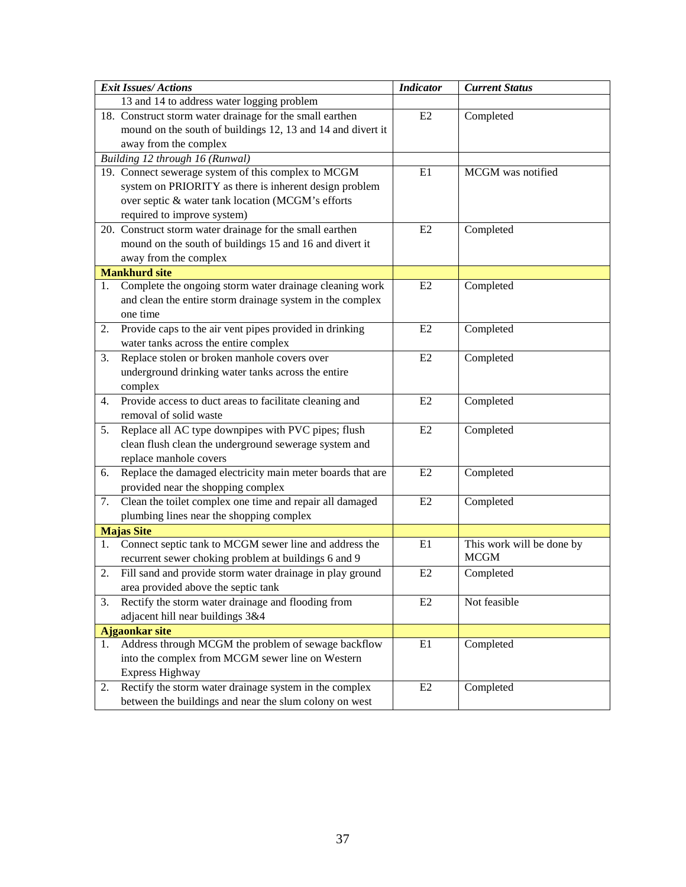| *Exit Issues/ Actions* | *Indicator* | *Current Status* |
|---|---|---|
| 13 and 14 to address water logging problem | | |
| 18. Construct storm water drainage for the small earthen mound on the south of buildings 12, 13 and 14 and divert it away from the complex | E2 | Completed |
| *Building 12 through 16 (Runwal)* | | |
| 19. Connect sewerage system of this complex to MCGM system on PRIORITY as there is inherent design problem over septic & water tank location (MCGM's efforts required to improve system) | E1 | MCGM was notified |
| 20. Construct storm water drainage for the small earthen mound on the south of buildings 15 and 16 and divert it away from the complex | E2 | Completed |
| **Mankhurd site** | | |
| 1. Complete the ongoing storm water drainage cleaning work and clean the entire storm drainage system in the complex one time | E2 | Completed |
| 2. Provide caps to the air vent pipes provided in drinking water tanks across the entire complex | E2 | Completed |
| 3. Replace stolen or broken manhole covers over underground drinking water tanks across the entire complex | E2 | Completed |
| 4. Provide access to duct areas to facilitate cleaning and removal of solid waste | E2 | Completed |
| 5. Replace all AC type downpipes with PVC pipes; flush clean flush clean the underground sewerage system and replace manhole covers | E2 | Completed |
| 6. Replace the damaged electricity main meter boards that are provided near the shopping complex | E2 | Completed |
| 7. Clean the toilet complex one time and repair all damaged plumbing lines near the shopping complex | E2 | Completed |
| **Majas Site** | | |
| 1. Connect septic tank to MCGM sewer line and address the recurrent sewer choking problem at buildings 6 and 9 | E1 | This work will be done by MCGM |
| 2. Fill sand and provide storm water drainage in play ground area provided above the septic tank | E2 | Completed |
| 3. Rectify the storm water drainage and flooding from adjacent hill near buildings 3&4 | E2 | Not feasible |
| **Ajgaonkar site** | | |
| 1. Address through MCGM the problem of sewage backflow into the complex from MCGM sewer line on Western Express Highway | E1 | Completed |
| 2. Rectify the storm water drainage system in the complex between the buildings and near the slum colony on west | E2 | Completed |